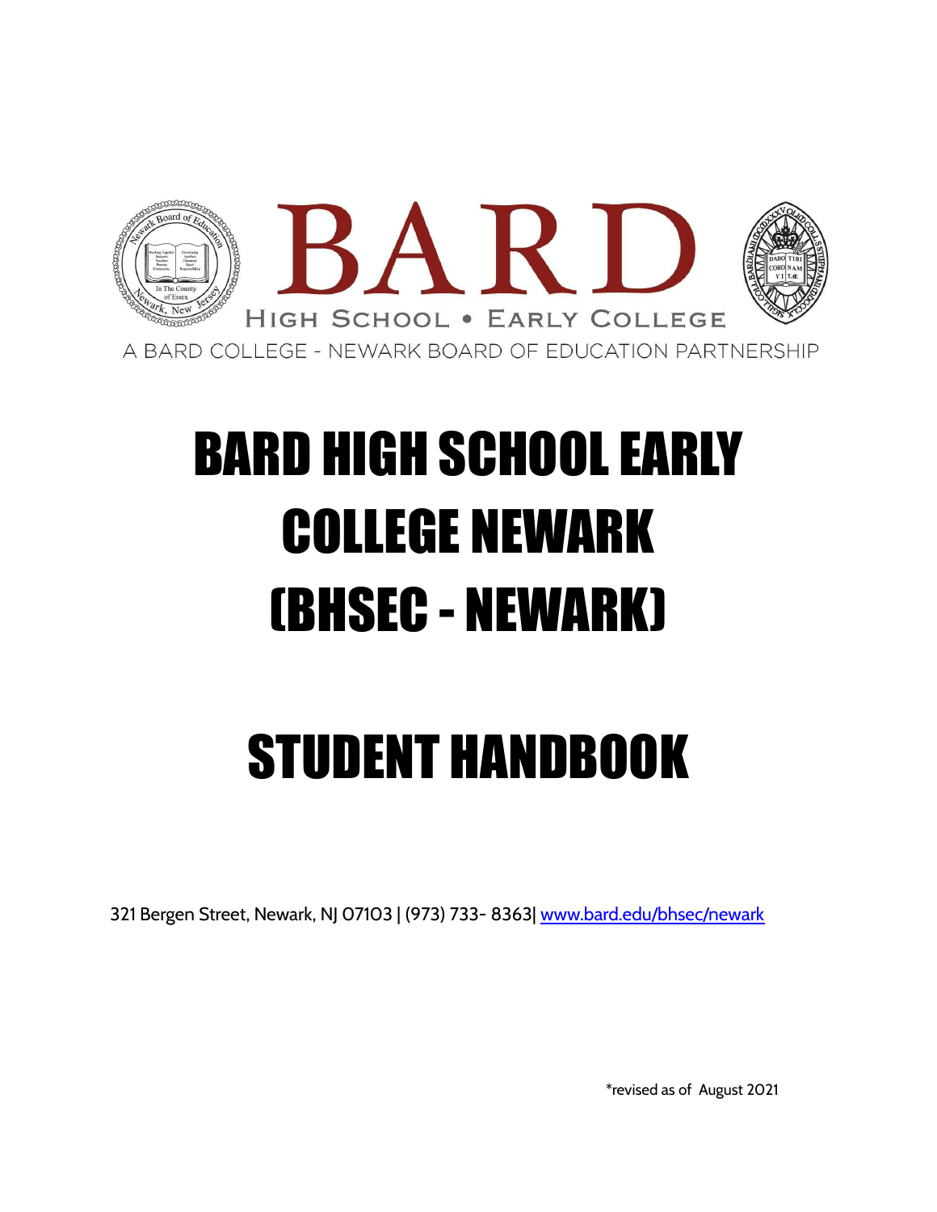BARD

HIGH SCHOOL • EARLY COLLEGE

A BARD COLLEGE - NEWARK BOARD OF EDUCATION PARTNERSHIP

# BARD HIGH SCHOOL EARLY COLLEGE NEWARK (BHSEC - NEWARK)

# STUDENT HANDBOOK

321 Bergen Street, Newark, NJ 07103 | (973) 733- 8363| [www.bard.edu/bhsec/newark](http://www.bard.edu/bhsec/newark)

*revised as of August 2021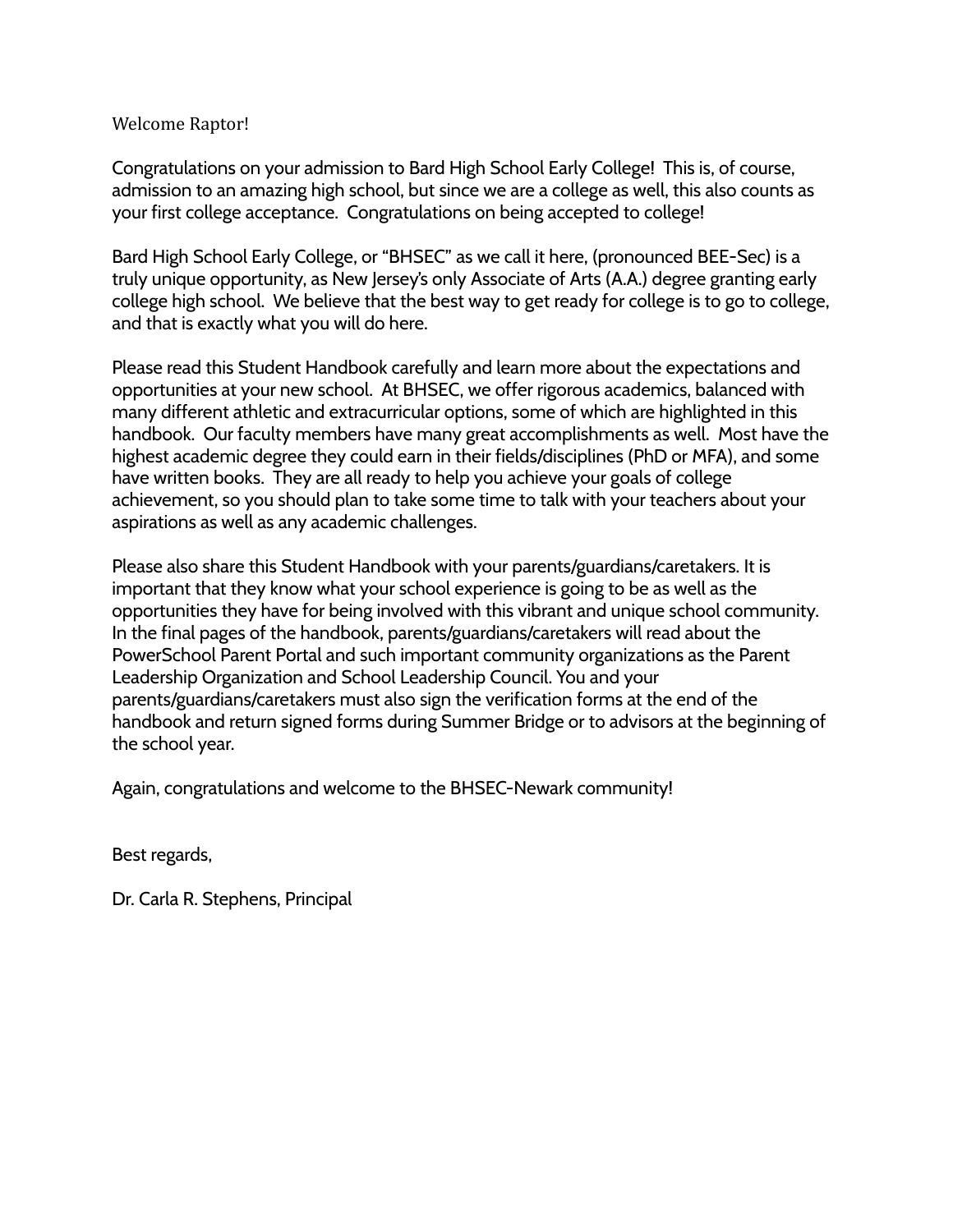Welcome Raptor!

Congratulations on your admission to Bard High School Early College! This is, of course, admission to an amazing high school, but since we are a college as well, this also counts as your first college acceptance. Congratulations on being accepted to college!

Bard High School Early College, or "BHSEC" as we call it here, (pronounced BEE-Sec) is a truly unique opportunity, as New Jersey's only Associate of Arts (A.A.) degree granting early college high school. We believe that the best way to get ready for college is to go to college, and that is exactly what you will do here.

Please read this Student Handbook carefully and learn more about the expectations and opportunities at your new school. At BHSEC, we offer rigorous academics, balanced with many different athletic and extracurricular options, some of which are highlighted in this handbook. Our faculty members have many great accomplishments as well. Most have the highest academic degree they could earn in their fields/disciplines (PhD or MFA), and some have written books. They are all ready to help you achieve your goals of college achievement, so you should plan to take some time to talk with your teachers about your aspirations as well as any academic challenges.

Please also share this Student Handbook with your parents/guardians/caretakers. It is important that they know what your school experience is going to be as well as the opportunities they have for being involved with this vibrant and unique school community. In the final pages of the handbook, parents/guardians/caretakers will read about the PowerSchool Parent Portal and such important community organizations as the Parent Leadership Organization and School Leadership Council. You and your parents/guardians/caretakers must also sign the verification forms at the end of the handbook and return signed forms during Summer Bridge or to advisors at the beginning of the school year.

Again, congratulations and welcome to the BHSEC-Newark community!

Best regards,

Dr. Carla R. Stephens, Principal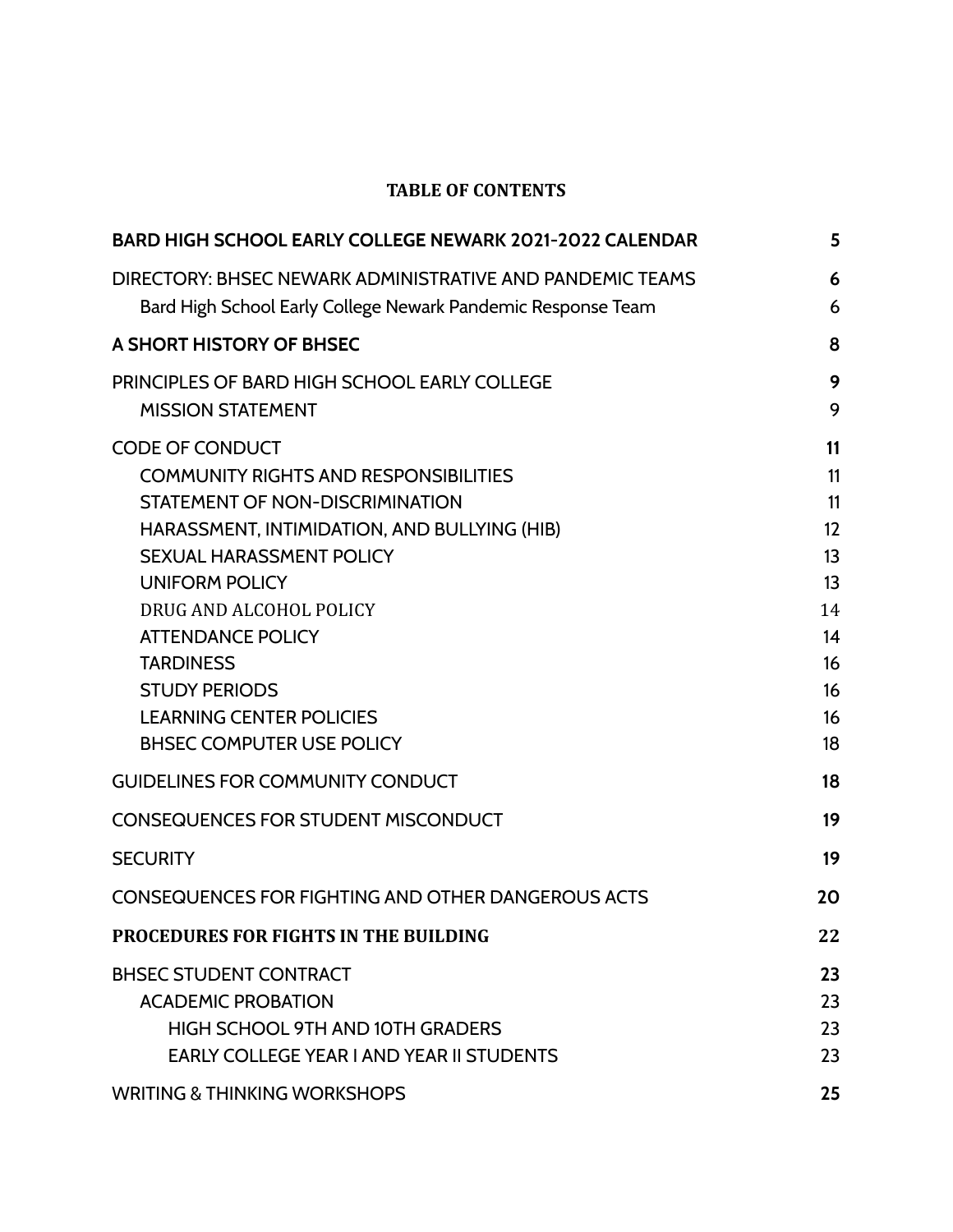**TABLE OF CONTENTS**

| | |
|---|---|
| **BARD HIGH SCHOOL EARLY COLLEGE NEWARK 2021-2022 CALENDAR** | **5** |
| DIRECTORY: BHSEC NEWARK ADMINISTRATIVE AND PANDEMIC TEAMS | **6** |
| Bard High School Early College Newark Pandemic Response Team | 6 |
| **A SHORT HISTORY OF BHSEC** | **8** |
| PRINCIPLES OF BARD HIGH SCHOOL EARLY COLLEGE | **9** |
| MISSION STATEMENT | 9 |
| CODE OF CONDUCT | **11** |
| COMMUNITY RIGHTS AND RESPONSIBILITIES | 11 |
| STATEMENT OF NON-DISCRIMINATION | 11 |
| HARASSMENT, INTIMIDATION, AND BULLYING (HIB) | 12 |
| SEXUAL HARASSMENT POLICY | 13 |
| UNIFORM POLICY | 13 |
| DRUG AND ALCOHOL POLICY | 14 |
| ATTENDANCE POLICY | 14 |
| TARDINESS | 16 |
| STUDY PERIODS | 16 |
| LEARNING CENTER POLICIES | 16 |
| BHSEC COMPUTER USE POLICY | 18 |
| GUIDELINES FOR COMMUNITY CONDUCT | **18** |
| CONSEQUENCES FOR STUDENT MISCONDUCT | **19** |
| SECURITY | **19** |
| CONSEQUENCES FOR FIGHTING AND OTHER DANGEROUS ACTS | **20** |
| **PROCEDURES FOR FIGHTS IN THE BUILDING** | **22** |
| BHSEC STUDENT CONTRACT | **23** |
| ACADEMIC PROBATION | 23 |
| HIGH SCHOOL 9TH AND 10TH GRADERS | 23 |
| EARLY COLLEGE YEAR I AND YEAR II STUDENTS | 23 |
| WRITING & THINKING WORKSHOPS | **25** |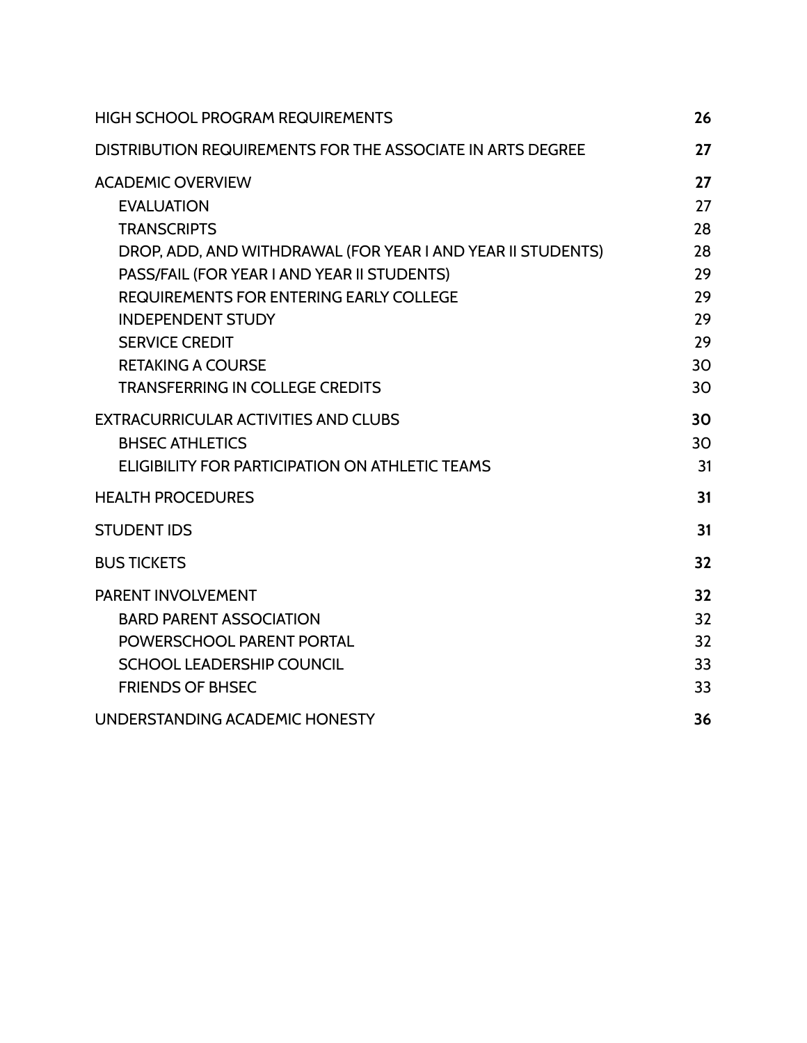| | |
|---|---|
| **HIGH SCHOOL PROGRAM REQUIREMENTS** | **26** |
| **DISTRIBUTION REQUIREMENTS FOR THE ASSOCIATE IN ARTS DEGREE** | **27** |
| **ACADEMIC OVERVIEW** | **27** |
| EVALUATION | 27 |
| TRANSCRIPTS | 28 |
| DROP, ADD, AND WITHDRAWAL (FOR YEAR I AND YEAR II STUDENTS) | 28 |
| PASS/FAIL (FOR YEAR I AND YEAR II STUDENTS) | 29 |
| REQUIREMENTS FOR ENTERING EARLY COLLEGE | 29 |
| INDEPENDENT STUDY | 29 |
| SERVICE CREDIT | 29 |
| RETAKING A COURSE | 30 |
| TRANSFERRING IN COLLEGE CREDITS | 30 |
| **EXTRACURRICULAR ACTIVITIES AND CLUBS** | **30** |
| BHSEC ATHLETICS | 30 |
| ELIGIBILITY FOR PARTICIPATION ON ATHLETIC TEAMS | 31 |
| **HEALTH PROCEDURES** | **31** |
| **STUDENT IDS** | **31** |
| **BUS TICKETS** | **32** |
| **PARENT INVOLVEMENT** | **32** |
| BARD PARENT ASSOCIATION | 32 |
| POWERSCHOOL PARENT PORTAL | 32 |
| SCHOOL LEADERSHIP COUNCIL | 33 |
| FRIENDS OF BHSEC | 33 |
| **UNDERSTANDING ACADEMIC HONESTY** | **36** |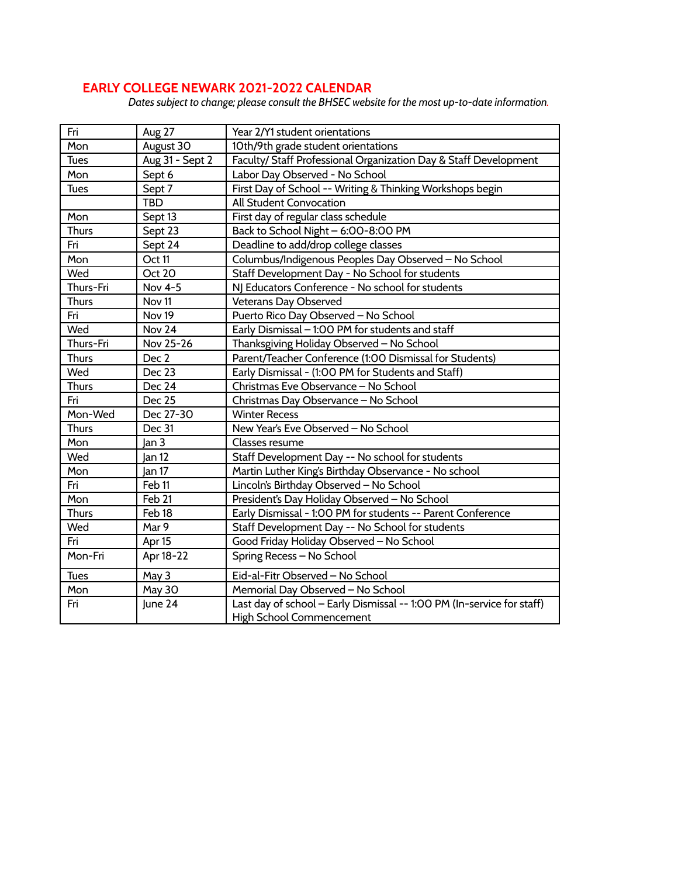## EARLY COLLEGE NEWARK 2021-2022 CALENDAR

*Dates subject to change; please consult the BHSEC website for the most up-to-date information.*

| Fri | Aug 27 | Year 2/Y1 student orientations |
|---|---|---|
| Mon | August 30 | 10th/9th grade student orientations |
| Tues | Aug 31 - Sept 2 | Faculty/ Staff Professional Organization Day & Staff Development |
| Mon | Sept 6 | Labor Day Observed - No School |
| Tues | Sept 7 | First Day of School -- Writing & Thinking Workshops begin |
| | TBD | All Student Convocation |
| Mon | Sept 13 | First day of regular class schedule |
| Thurs | Sept 23 | Back to School Night – 6:00-8:00 PM |
| Fri | Sept 24 | Deadline to add/drop college classes |
| Mon | Oct 11 | Columbus/Indigenous Peoples Day Observed – No School |
| Wed | Oct 20 | Staff Development Day - No School for students |
| Thurs-Fri | Nov 4-5 | NJ Educators Conference - No school for students |
| Thurs | Nov 11 | Veterans Day Observed |
| Fri | Nov 19 | Puerto Rico Day Observed – No School |
| Wed | Nov 24 | Early Dismissal – 1:00 PM for students and staff |
| Thurs-Fri | Nov 25-26 | Thanksgiving Holiday Observed – No School |
| Thurs | Dec 2 | Parent/Teacher Conference (1:00 Dismissal for Students) |
| Wed | Dec 23 | Early Dismissal - (1:00 PM for Students and Staff) |
| Thurs | Dec 24 | Christmas Eve Observance – No School |
| Fri | Dec 25 | Christmas Day Observance – No School |
| Mon-Wed | Dec 27-30 | Winter Recess |
| Thurs | Dec 31 | New Year's Eve Observed – No School |
| Mon | Jan 3 | Classes resume |
| Wed | Jan 12 | Staff Development Day -- No school for students |
| Mon | Jan 17 | Martin Luther King's Birthday Observance - No school |
| Fri | Feb 11 | Lincoln's Birthday Observed – No School |
| Mon | Feb 21 | President's Day Holiday Observed – No School |
| Thurs | Feb 18 | Early Dismissal - 1:00 PM for students -- Parent Conference |
| Wed | Mar 9 | Staff Development Day -- No School for students |
| Fri | Apr 15 | Good Friday Holiday Observed – No School |
| Mon-Fri | Apr 18-22 | Spring Recess – No School |
| Tues | May 3 | Eid-al-Fitr Observed – No School |
| Mon | May 30 | Memorial Day Observed – No School |
| Fri | June 24 | Last day of school – Early Dismissal -- 1:00 PM (In-service for staff) High School Commencement |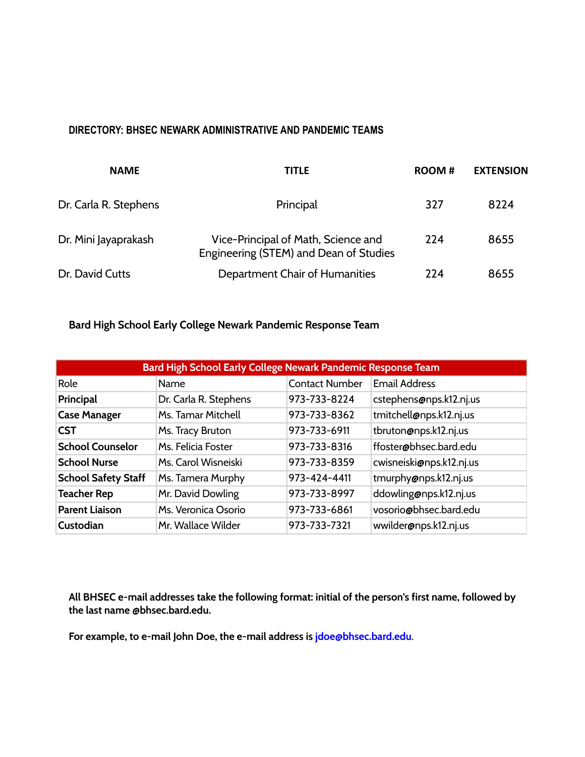## DIRECTORY: BHSEC NEWARK ADMINISTRATIVE AND PANDEMIC TEAMS

| NAME | TITLE | ROOM # | EXTENSION |
|---|---|---|---|
| Dr. Carla R. Stephens | Principal | 327 | 8224 |
| Dr. Mini Jayaprakash | Vice-Principal of Math, Science and Engineering (STEM) and Dean of Studies | 224 | 8655 |
| Dr. David Cutts | Department Chair of Humanities | 224 | 8655 |

### Bard High School Early College Newark Pandemic Response Team

| Bard High School Early College Newark Pandemic Response Team | | | |
|---|---|---|---|
| Role | Name | Contact Number | Email Address |
| **Principal** | Dr. Carla R. Stephens | 973-733-8224 | cstephens@nps.k12.nj.us |
| **Case Manager** | Ms. Tamar Mitchell | 973-733-8362 | tmitchell@nps.k12.nj.us |
| **CST** | Ms. Tracy Bruton | 973-733-6911 | tbruton@nps.k12.nj.us |
| **School Counselor** | Ms. Felicia Foster | 973-733-8316 | ffoster@bhsec.bard.edu |
| **School Nurse** | Ms. Carol Wisneiski | 973-733-8359 | cwisneiski@nps.k12.nj.us |
| **School Safety Staff** | Ms. Tamera Murphy | 973-424-4411 | tmurphy@nps.k12.nj.us |
| **Teacher Rep** | Mr. David Dowling | 973-733-8997 | ddowling@nps.k12.nj.us |
| **Parent Liaison** | Ms. Veronica Osorio | 973-733-6861 | vosorio@bhsec.bard.edu |
| **Custodian** | Mr. Wallace Wilder | 973-733-7321 | wwilder@nps.k12.nj.us |

**All BHSEC e-mail addresses take the following format: initial of the person's first name, followed by the last name @bhsec.bard.edu.**

**For example, to e-mail John Doe, the e-mail address is jdoe@bhsec.bard.edu.**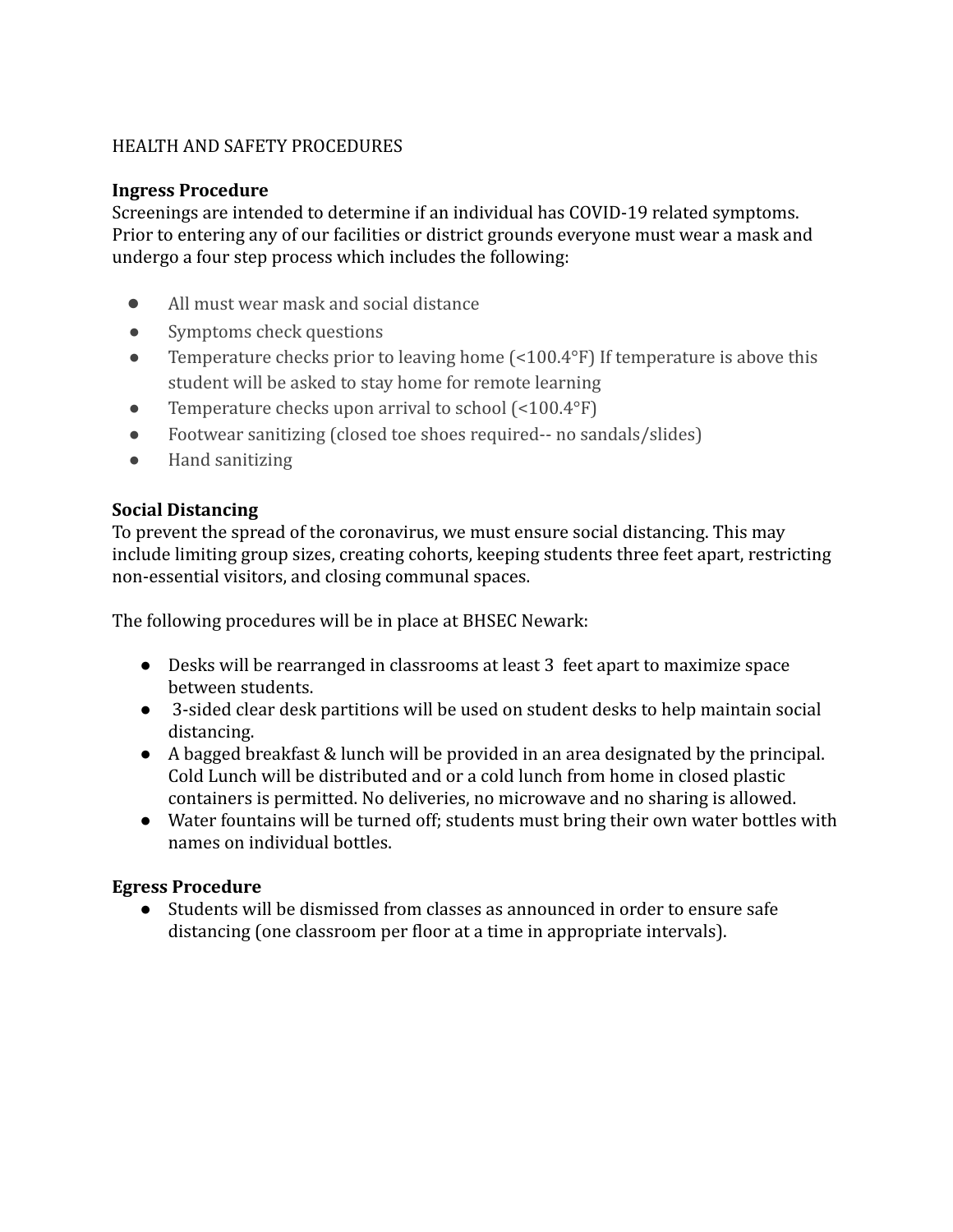HEALTH AND SAFETY PROCEDURES

**Ingress Procedure**

Screenings are intended to determine if an individual has COVID-19 related symptoms. Prior to entering any of our facilities or district grounds everyone must wear a mask and undergo a four step process which includes the following:

- All must wear mask and social distance
- Symptoms check questions
- Temperature checks prior to leaving home (<100.4°F) If temperature is above this student will be asked to stay home for remote learning
- Temperature checks upon arrival to school (<100.4°F)
- Footwear sanitizing (closed toe shoes required-- no sandals/slides)
- Hand sanitizing

**Social Distancing**

To prevent the spread of the coronavirus, we must ensure social distancing. This may include limiting group sizes, creating cohorts, keeping students three feet apart, restricting non-essential visitors, and closing communal spaces.

The following procedures will be in place at BHSEC Newark:

- Desks will be rearranged in classrooms at least 3 feet apart to maximize space between students.
- 3-sided clear desk partitions will be used on student desks to help maintain social distancing.
- A bagged breakfast & lunch will be provided in an area designated by the principal. Cold Lunch will be distributed and or a cold lunch from home in closed plastic containers is permitted. No deliveries, no microwave and no sharing is allowed.
- Water fountains will be turned off; students must bring their own water bottles with names on individual bottles.

**Egress Procedure**

- Students will be dismissed from classes as announced in order to ensure safe distancing (one classroom per floor at a time in appropriate intervals).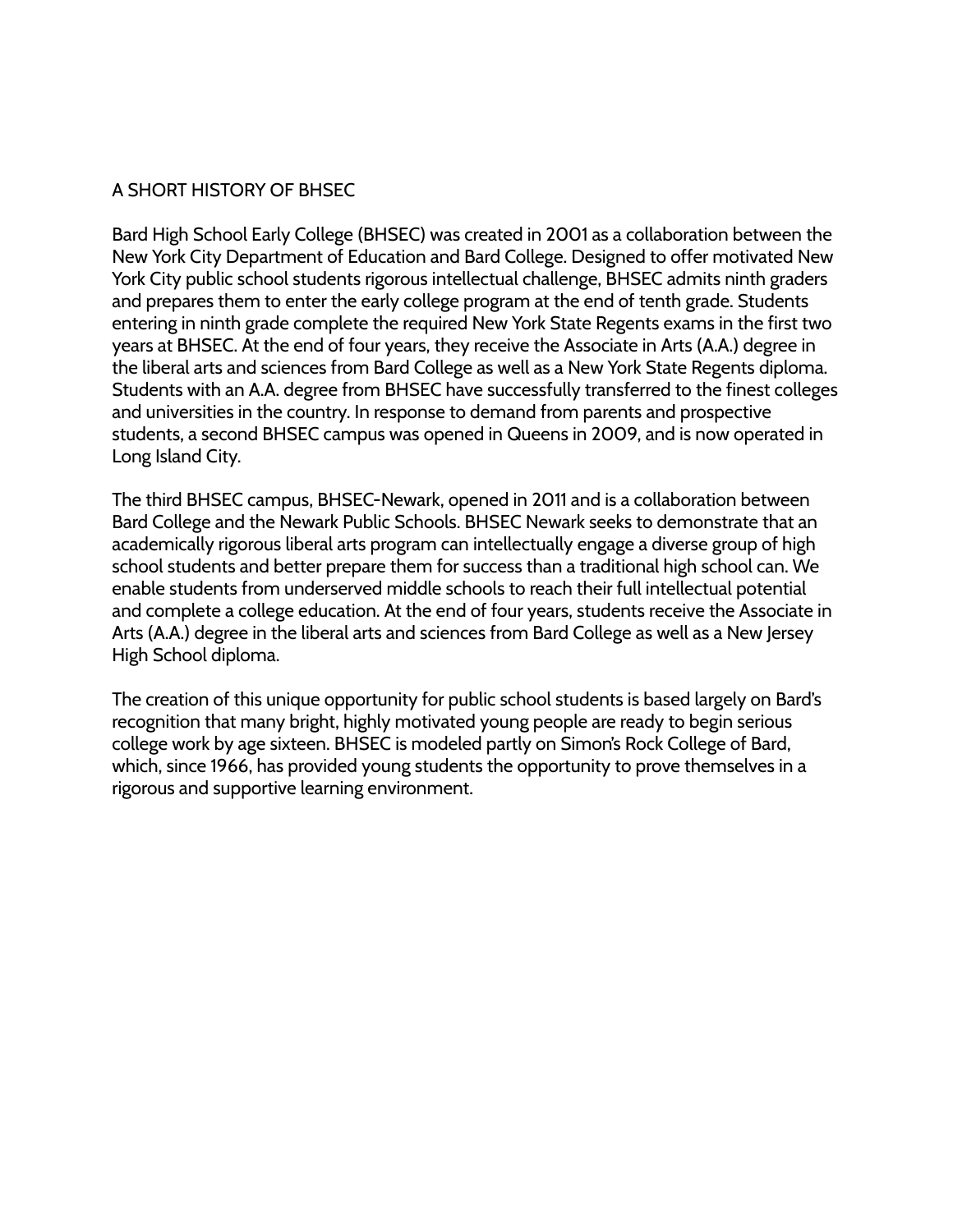## A SHORT HISTORY OF BHSEC

Bard High School Early College (BHSEC) was created in 2001 as a collaboration between the New York City Department of Education and Bard College. Designed to offer motivated New York City public school students rigorous intellectual challenge, BHSEC admits ninth graders and prepares them to enter the early college program at the end of tenth grade. Students entering in ninth grade complete the required New York State Regents exams in the first two years at BHSEC. At the end of four years, they receive the Associate in Arts (A.A.) degree in the liberal arts and sciences from Bard College as well as a New York State Regents diploma. Students with an A.A. degree from BHSEC have successfully transferred to the finest colleges and universities in the country. In response to demand from parents and prospective students, a second BHSEC campus was opened in Queens in 2009, and is now operated in Long Island City.

The third BHSEC campus, BHSEC-Newark, opened in 2011 and is a collaboration between Bard College and the Newark Public Schools. BHSEC Newark seeks to demonstrate that an academically rigorous liberal arts program can intellectually engage a diverse group of high school students and better prepare them for success than a traditional high school can. We enable students from underserved middle schools to reach their full intellectual potential and complete a college education. At the end of four years, students receive the Associate in Arts (A.A.) degree in the liberal arts and sciences from Bard College as well as a New Jersey High School diploma.

The creation of this unique opportunity for public school students is based largely on Bard's recognition that many bright, highly motivated young people are ready to begin serious college work by age sixteen. BHSEC is modeled partly on Simon's Rock College of Bard, which, since 1966, has provided young students the opportunity to prove themselves in a rigorous and supportive learning environment.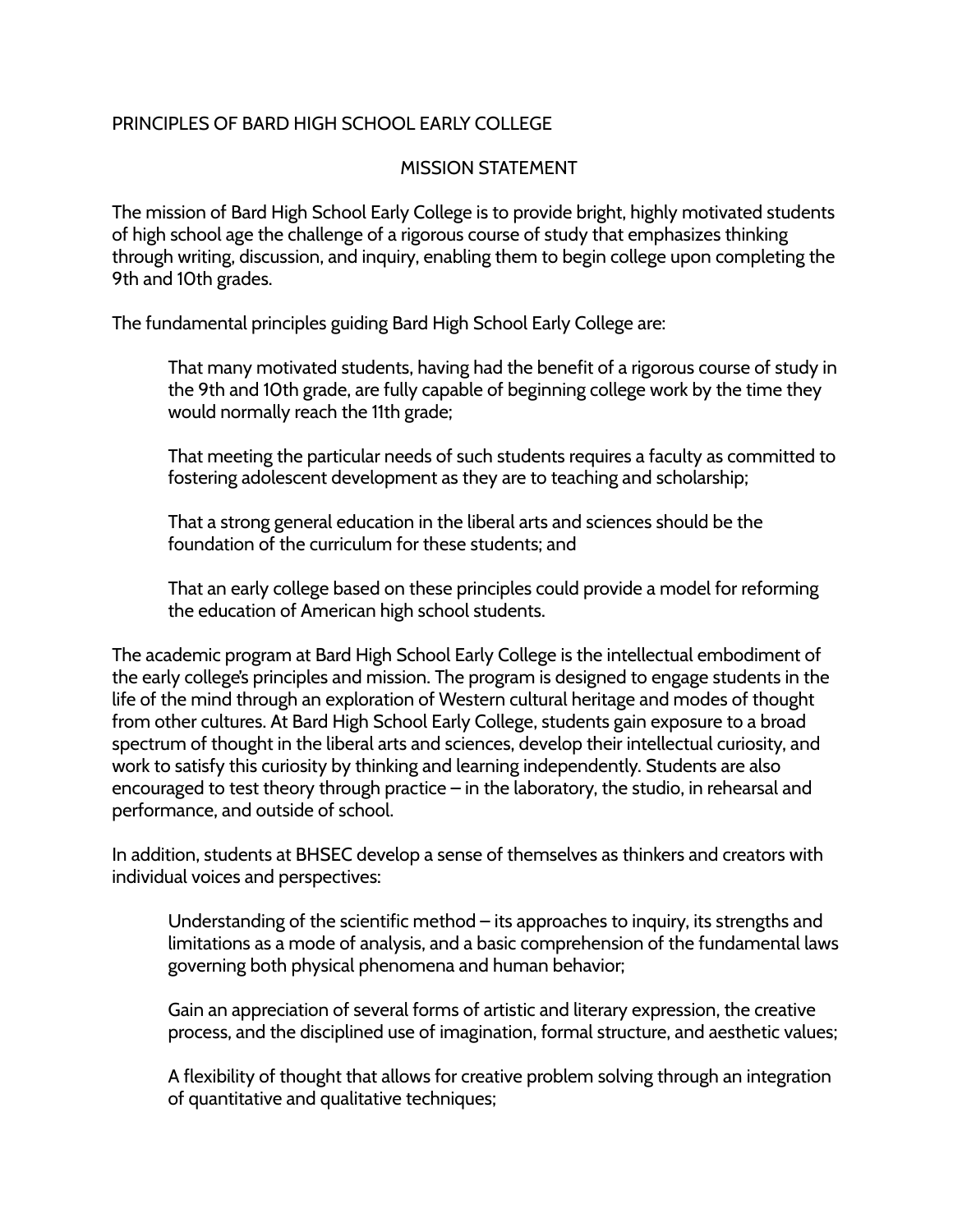## PRINCIPLES OF BARD HIGH SCHOOL EARLY COLLEGE

### MISSION STATEMENT

The mission of Bard High School Early College is to provide bright, highly motivated students of high school age the challenge of a rigorous course of study that emphasizes thinking through writing, discussion, and inquiry, enabling them to begin college upon completing the 9th and 10th grades.

The fundamental principles guiding Bard High School Early College are:

> That many motivated students, having had the benefit of a rigorous course of study in the 9th and 10th grade, are fully capable of beginning college work by the time they would normally reach the 11th grade;
>
> That meeting the particular needs of such students requires a faculty as committed to fostering adolescent development as they are to teaching and scholarship;
>
> That a strong general education in the liberal arts and sciences should be the foundation of the curriculum for these students; and
>
> That an early college based on these principles could provide a model for reforming the education of American high school students.

The academic program at Bard High School Early College is the intellectual embodiment of the early college's principles and mission. The program is designed to engage students in the life of the mind through an exploration of Western cultural heritage and modes of thought from other cultures. At Bard High School Early College, students gain exposure to a broad spectrum of thought in the liberal arts and sciences, develop their intellectual curiosity, and work to satisfy this curiosity by thinking and learning independently. Students are also encouraged to test theory through practice – in the laboratory, the studio, in rehearsal and performance, and outside of school.

In addition, students at BHSEC develop a sense of themselves as thinkers and creators with individual voices and perspectives:

> Understanding of the scientific method – its approaches to inquiry, its strengths and limitations as a mode of analysis, and a basic comprehension of the fundamental laws governing both physical phenomena and human behavior;
>
> Gain an appreciation of several forms of artistic and literary expression, the creative process, and the disciplined use of imagination, formal structure, and aesthetic values;
>
> A flexibility of thought that allows for creative problem solving through an integration of quantitative and qualitative techniques;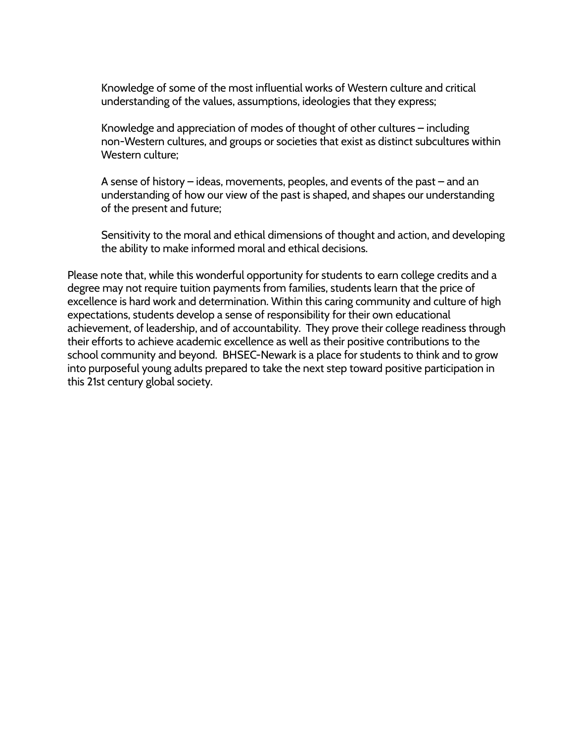Knowledge of some of the most influential works of Western culture and critical understanding of the values, assumptions, ideologies that they express;

Knowledge and appreciation of modes of thought of other cultures – including non-Western cultures, and groups or societies that exist as distinct subcultures within Western culture;

A sense of history – ideas, movements, peoples, and events of the past – and an understanding of how our view of the past is shaped, and shapes our understanding of the present and future;

Sensitivity to the moral and ethical dimensions of thought and action, and developing the ability to make informed moral and ethical decisions.

Please note that, while this wonderful opportunity for students to earn college credits and a degree may not require tuition payments from families, students learn that the price of excellence is hard work and determination. Within this caring community and culture of high expectations, students develop a sense of responsibility for their own educational achievement, of leadership, and of accountability. They prove their college readiness through their efforts to achieve academic excellence as well as their positive contributions to the school community and beyond. BHSEC-Newark is a place for students to think and to grow into purposeful young adults prepared to take the next step toward positive participation in this 21st century global society.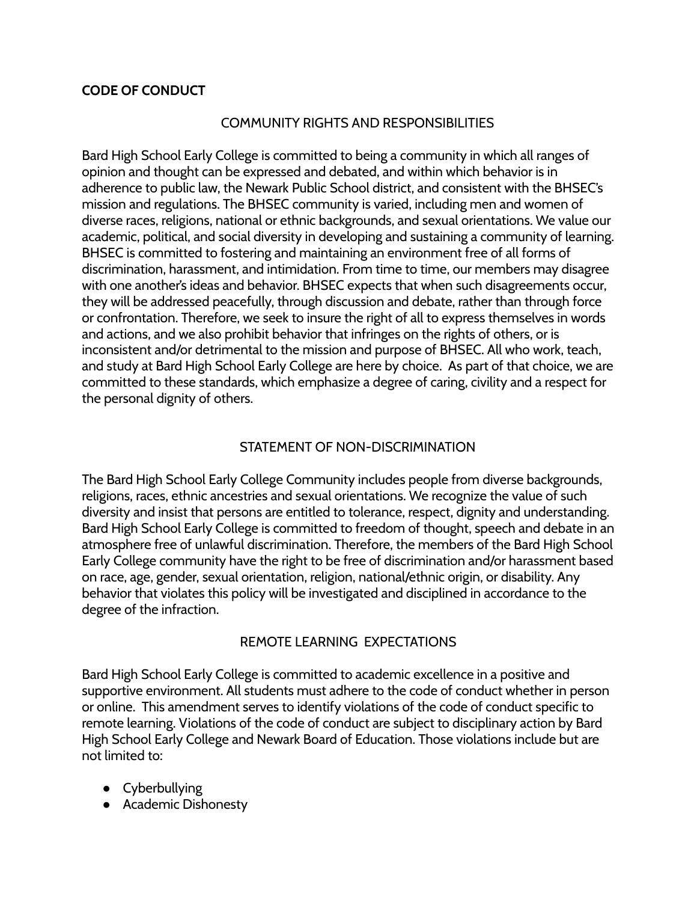**CODE OF CONDUCT**

## COMMUNITY RIGHTS AND RESPONSIBILITIES

Bard High School Early College is committed to being a community in which all ranges of opinion and thought can be expressed and debated, and within which behavior is in adherence to public law, the Newark Public School district, and consistent with the BHSEC's mission and regulations. The BHSEC community is varied, including men and women of diverse races, religions, national or ethnic backgrounds, and sexual orientations. We value our academic, political, and social diversity in developing and sustaining a community of learning. BHSEC is committed to fostering and maintaining an environment free of all forms of discrimination, harassment, and intimidation. From time to time, our members may disagree with one another's ideas and behavior. BHSEC expects that when such disagreements occur, they will be addressed peacefully, through discussion and debate, rather than through force or confrontation. Therefore, we seek to insure the right of all to express themselves in words and actions, and we also prohibit behavior that infringes on the rights of others, or is inconsistent and/or detrimental to the mission and purpose of BHSEC. All who work, teach, and study at Bard High School Early College are here by choice. As part of that choice, we are committed to these standards, which emphasize a degree of caring, civility and a respect for the personal dignity of others.

## STATEMENT OF NON-DISCRIMINATION

The Bard High School Early College Community includes people from diverse backgrounds, religions, races, ethnic ancestries and sexual orientations. We recognize the value of such diversity and insist that persons are entitled to tolerance, respect, dignity and understanding. Bard High School Early College is committed to freedom of thought, speech and debate in an atmosphere free of unlawful discrimination. Therefore, the members of the Bard High School Early College community have the right to be free of discrimination and/or harassment based on race, age, gender, sexual orientation, religion, national/ethnic origin, or disability. Any behavior that violates this policy will be investigated and disciplined in accordance to the degree of the infraction.

## REMOTE LEARNING EXPECTATIONS

Bard High School Early College is committed to academic excellence in a positive and supportive environment. All students must adhere to the code of conduct whether in person or online. This amendment serves to identify violations of the code of conduct specific to remote learning. Violations of the code of conduct are subject to disciplinary action by Bard High School Early College and Newark Board of Education. Those violations include but are not limited to:

- Cyberbullying
- Academic Dishonesty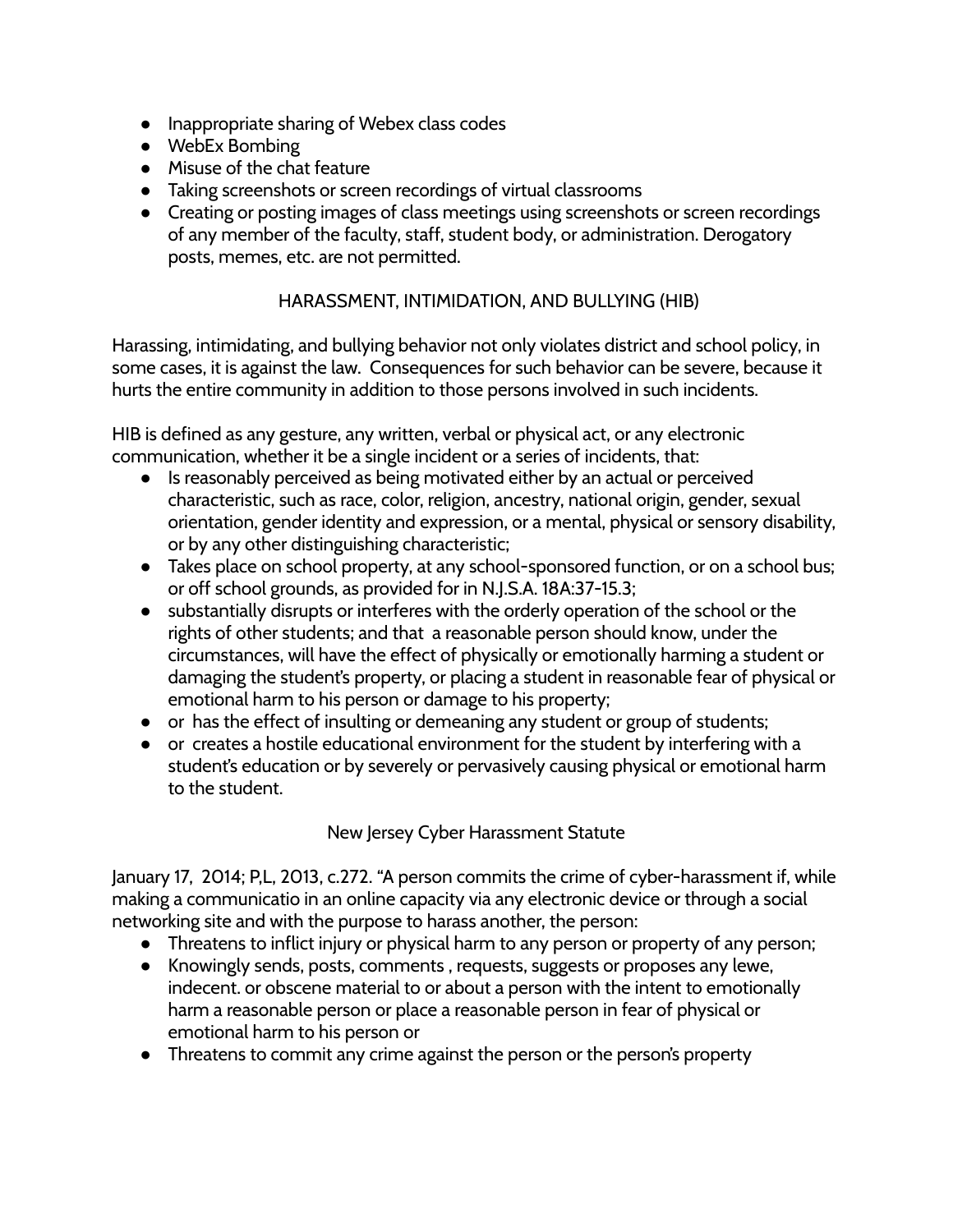- Inappropriate sharing of Webex class codes
- WebEx Bombing
- Misuse of the chat feature
- Taking screenshots or screen recordings of virtual classrooms
- Creating or posting images of class meetings using screenshots or screen recordings of any member of the faculty, staff, student body, or administration. Derogatory posts, memes, etc. are not permitted.

## HARASSMENT, INTIMIDATION, AND BULLYING (HIB)

Harassing, intimidating, and bullying behavior not only violates district and school policy, in some cases, it is against the law. Consequences for such behavior can be severe, because it hurts the entire community in addition to those persons involved in such incidents.

HIB is defined as any gesture, any written, verbal or physical act, or any electronic communication, whether it be a single incident or a series of incidents, that:

- Is reasonably perceived as being motivated either by an actual or perceived characteristic, such as race, color, religion, ancestry, national origin, gender, sexual orientation, gender identity and expression, or a mental, physical or sensory disability, or by any other distinguishing characteristic;
- Takes place on school property, at any school-sponsored function, or on a school bus; or off school grounds, as provided for in N.J.S.A. 18A:37-15.3;
- substantially disrupts or interferes with the orderly operation of the school or the rights of other students; and that a reasonable person should know, under the circumstances, will have the effect of physically or emotionally harming a student or damaging the student's property, or placing a student in reasonable fear of physical or emotional harm to his person or damage to his property;
- or has the effect of insulting or demeaning any student or group of students;
- or creates a hostile educational environment for the student by interfering with a student's education or by severely or pervasively causing physical or emotional harm to the student.

## New Jersey Cyber Harassment Statute

January 17, 2014; P,L, 2013, c.272. "A person commits the crime of cyber-harassment if, while making a communicatio in an online capacity via any electronic device or through a social networking site and with the purpose to harass another, the person:

- Threatens to inflict injury or physical harm to any person or property of any person;
- Knowingly sends, posts, comments , requests, suggests or proposes any lewe, indecent. or obscene material to or about a person with the intent to emotionally harm a reasonable person or place a reasonable person in fear of physical or emotional harm to his person or
- Threatens to commit any crime against the person or the person's property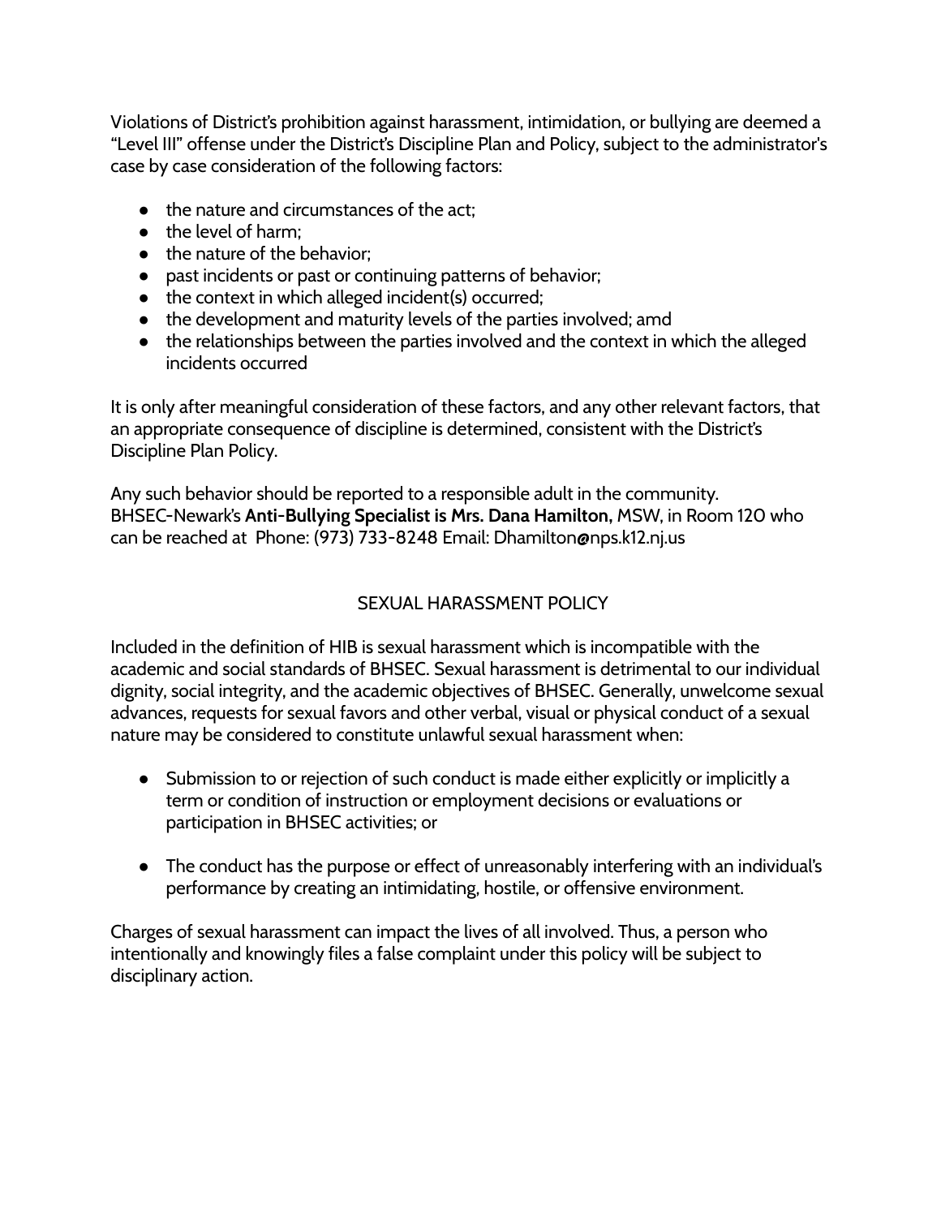Violations of District's prohibition against harassment, intimidation, or bullying are deemed a "Level III" offense under the District's Discipline Plan and Policy, subject to the administrator's case by case consideration of the following factors:

- the nature and circumstances of the act;
- the level of harm;
- the nature of the behavior;
- past incidents or past or continuing patterns of behavior;
- the context in which alleged incident(s) occurred;
- the development and maturity levels of the parties involved; amd
- the relationships between the parties involved and the context in which the alleged incidents occurred

It is only after meaningful consideration of these factors, and any other relevant factors, that an appropriate consequence of discipline is determined, consistent with the District's Discipline Plan Policy.

Any such behavior should be reported to a responsible adult in the community. BHSEC-Newark's **Anti-Bullying Specialist is Mrs. Dana Hamilton,** MSW, in Room 120 who can be reached at Phone: (973) 733-8248 Email: Dhamilton@nps.k12.nj.us

## SEXUAL HARASSMENT POLICY

Included in the definition of HIB is sexual harassment which is incompatible with the academic and social standards of BHSEC. Sexual harassment is detrimental to our individual dignity, social integrity, and the academic objectives of BHSEC. Generally, unwelcome sexual advances, requests for sexual favors and other verbal, visual or physical conduct of a sexual nature may be considered to constitute unlawful sexual harassment when:

- Submission to or rejection of such conduct is made either explicitly or implicitly a term or condition of instruction or employment decisions or evaluations or participation in BHSEC activities; or

- The conduct has the purpose or effect of unreasonably interfering with an individual's performance by creating an intimidating, hostile, or offensive environment.

Charges of sexual harassment can impact the lives of all involved. Thus, a person who intentionally and knowingly files a false complaint under this policy will be subject to disciplinary action.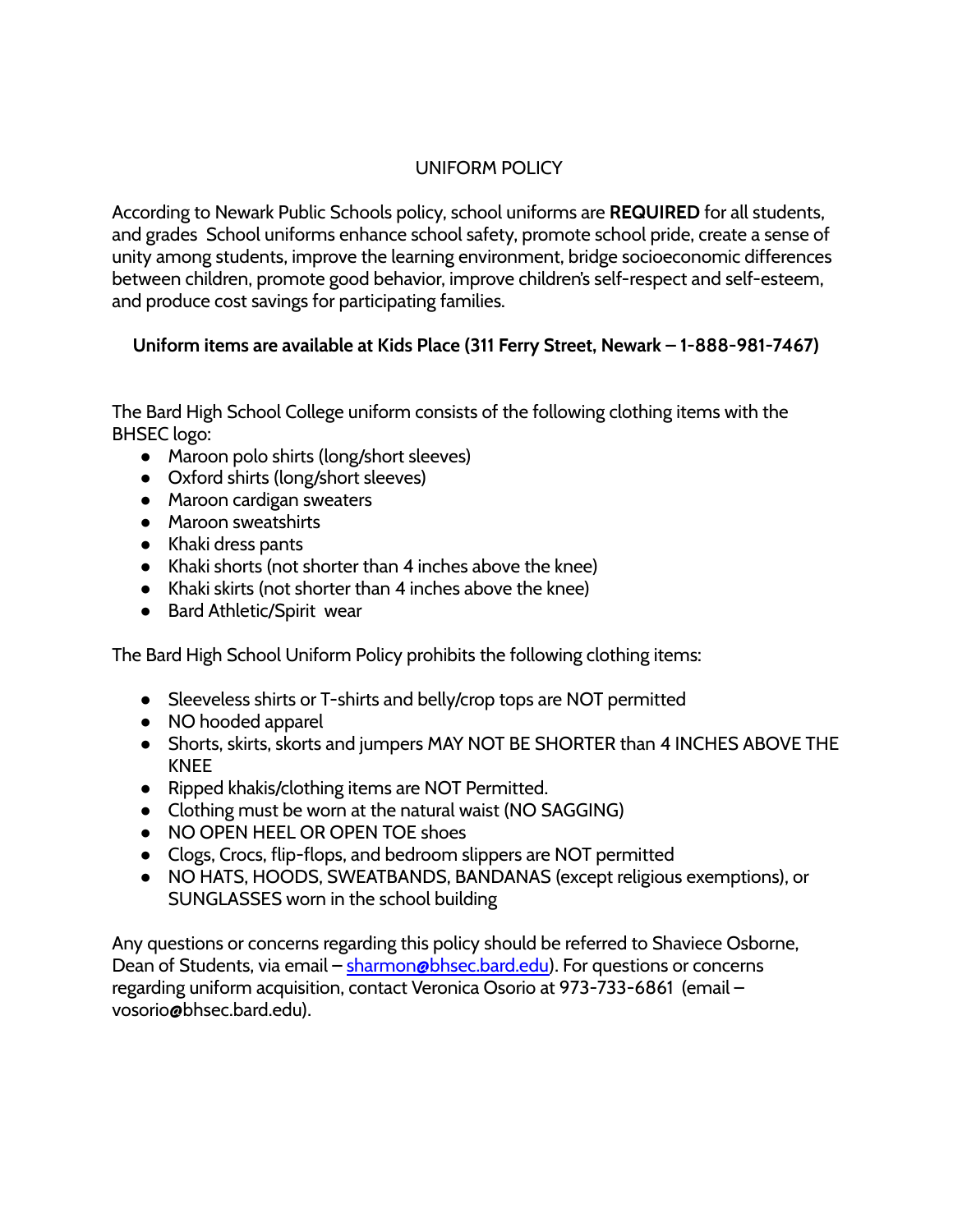# UNIFORM POLICY

According to Newark Public Schools policy, school uniforms are **REQUIRED** for all students, and grades  School uniforms enhance school safety, promote school pride, create a sense of unity among students, improve the learning environment, bridge socioeconomic differences between children, promote good behavior, improve children's self-respect and self-esteem, and produce cost savings for participating families.

**Uniform items are available at Kids Place (311 Ferry Street, Newark – 1-888-981-7467)**

The Bard High School College uniform consists of the following clothing items with the BHSEC logo:

- Maroon polo shirts (long/short sleeves)
- Oxford shirts (long/short sleeves)
- Maroon cardigan sweaters
- Maroon sweatshirts
- Khaki dress pants
- Khaki shorts (not shorter than 4 inches above the knee)
- Khaki skirts (not shorter than 4 inches above the knee)
- Bard Athletic/Spirit  wear

The Bard High School Uniform Policy prohibits the following clothing items:

- Sleeveless shirts or T-shirts and belly/crop tops are NOT permitted
- NO hooded apparel
- Shorts, skirts, skorts and jumpers MAY NOT BE SHORTER than 4 INCHES ABOVE THE KNEE
- Ripped khakis/clothing items are NOT Permitted.
- Clothing must be worn at the natural waist (NO SAGGING)
- NO OPEN HEEL OR OPEN TOE shoes
- Clogs, Crocs, flip-flops, and bedroom slippers are NOT permitted
- NO HATS, HOODS, SWEATBANDS, BANDANAS (except religious exemptions), or SUNGLASSES worn in the school building

Any questions or concerns regarding this policy should be referred to Shaviece Osborne, Dean of Students, via email – sharmon@bhsec.bard.edu). For questions or concerns regarding uniform acquisition, contact Veronica Osorio at 973-733-6861  (email – vosorio@bhsec.bard.edu).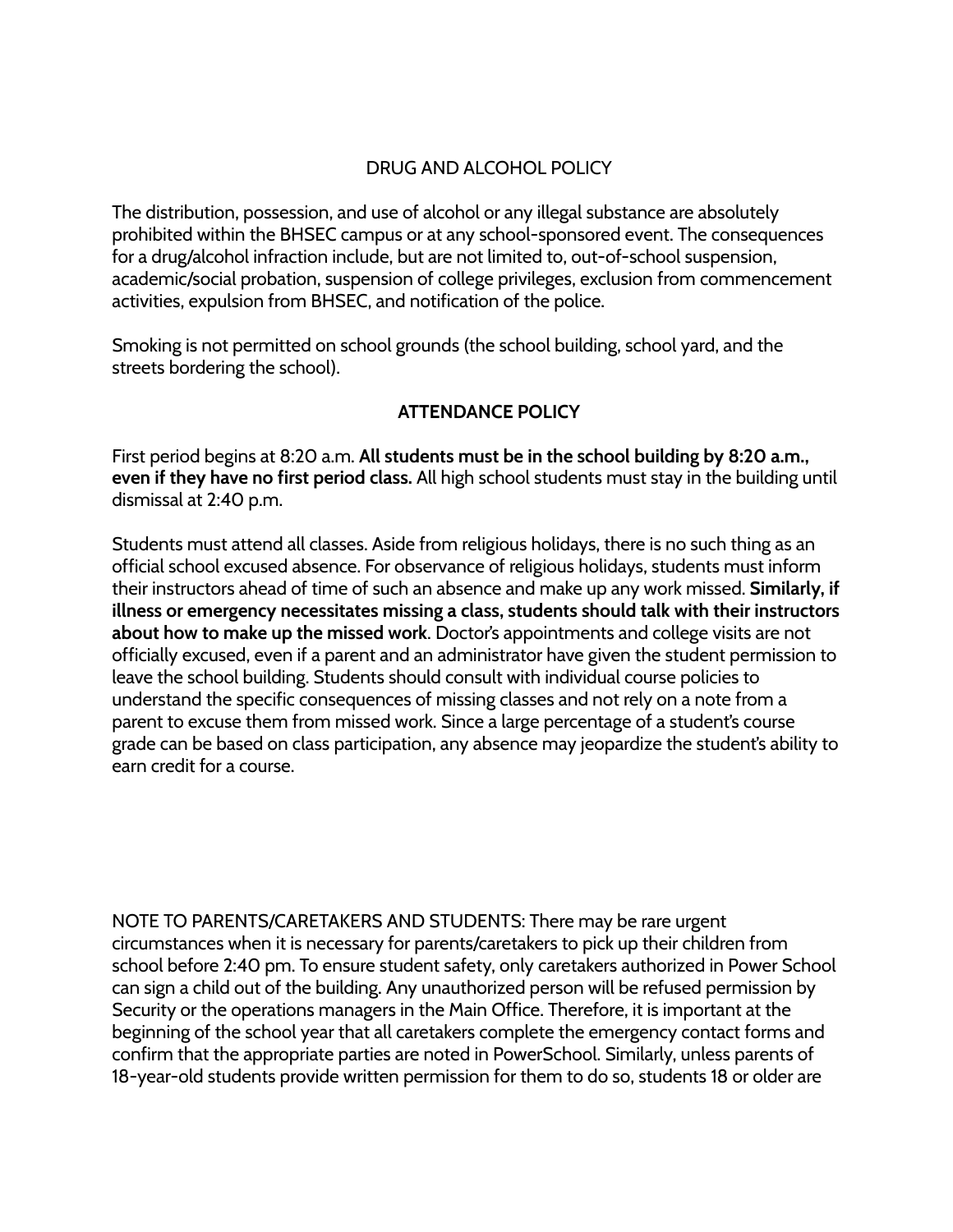## DRUG AND ALCOHOL POLICY

The distribution, possession, and use of alcohol or any illegal substance are absolutely prohibited within the BHSEC campus or at any school-sponsored event. The consequences for a drug/alcohol infraction include, but are not limited to, out-of-school suspension, academic/social probation, suspension of college privileges, exclusion from commencement activities, expulsion from BHSEC, and notification of the police.

Smoking is not permitted on school grounds (the school building, school yard, and the streets bordering the school).

## ATTENDANCE POLICY

First period begins at 8:20 a.m. **All students must be in the school building by 8:20 a.m., even if they have no first period class.** All high school students must stay in the building until dismissal at 2:40 p.m.

Students must attend all classes. Aside from religious holidays, there is no such thing as an official school excused absence. For observance of religious holidays, students must inform their instructors ahead of time of such an absence and make up any work missed. **Similarly, if illness or emergency necessitates missing a class, students should talk with their instructors about how to make up the missed work**. Doctor's appointments and college visits are not officially excused, even if a parent and an administrator have given the student permission to leave the school building. Students should consult with individual course policies to understand the specific consequences of missing classes and not rely on a note from a parent to excuse them from missed work. Since a large percentage of a student's course grade can be based on class participation, any absence may jeopardize the student's ability to earn credit for a course.

NOTE TO PARENTS/CARETAKERS AND STUDENTS: There may be rare urgent circumstances when it is necessary for parents/caretakers to pick up their children from school before 2:40 pm. To ensure student safety, only caretakers authorized in Power School can sign a child out of the building. Any unauthorized person will be refused permission by Security or the operations managers in the Main Office. Therefore, it is important at the beginning of the school year that all caretakers complete the emergency contact forms and confirm that the appropriate parties are noted in PowerSchool. Similarly, unless parents of 18-year-old students provide written permission for them to do so, students 18 or older are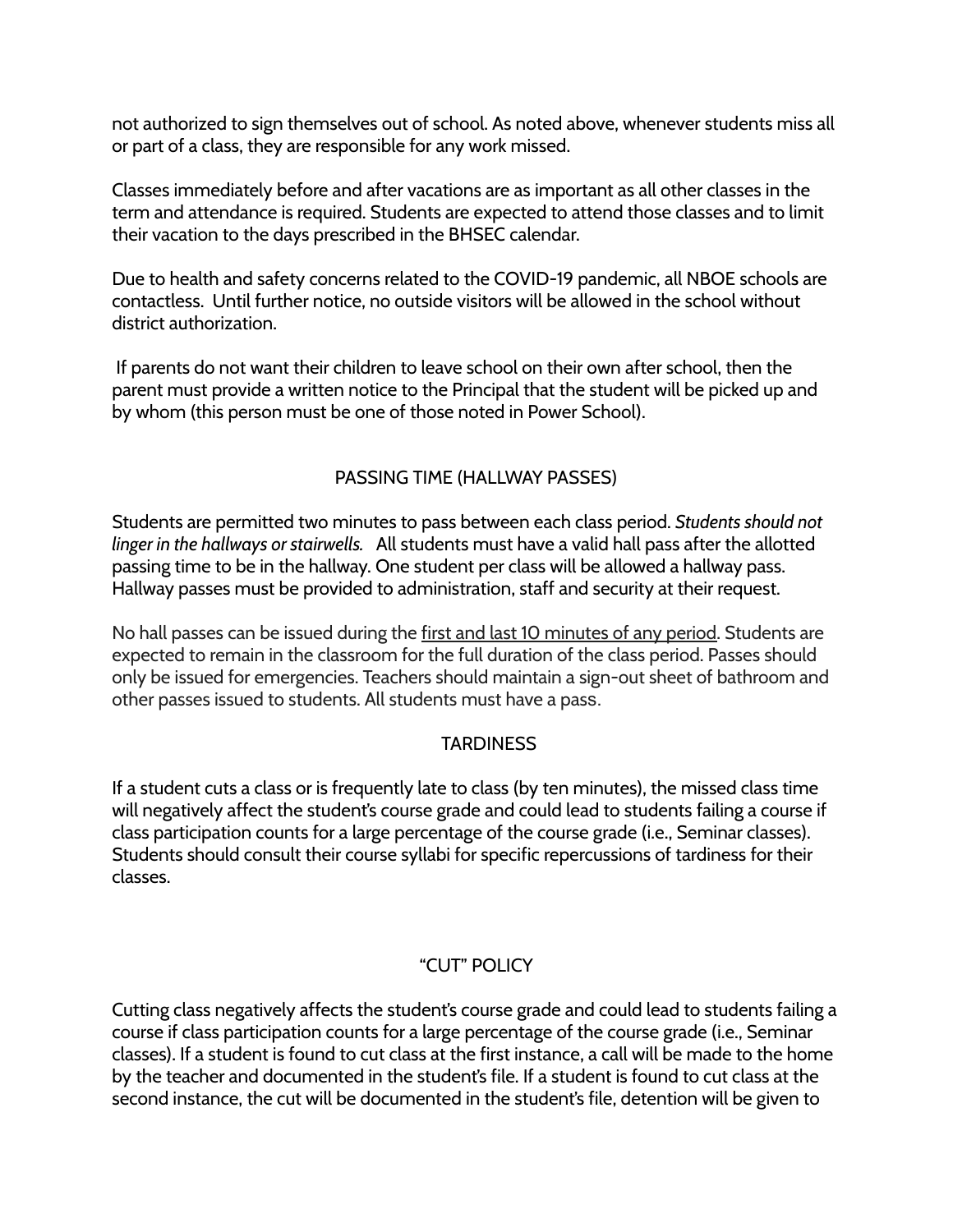not authorized to sign themselves out of school. As noted above, whenever students miss all or part of a class, they are responsible for any work missed.

Classes immediately before and after vacations are as important as all other classes in the term and attendance is required. Students are expected to attend those classes and to limit their vacation to the days prescribed in the BHSEC calendar.

Due to health and safety concerns related to the COVID-19 pandemic, all NBOE schools are contactless. Until further notice, no outside visitors will be allowed in the school without district authorization.

If parents do not want their children to leave school on their own after school, then the parent must provide a written notice to the Principal that the student will be picked up and by whom (this person must be one of those noted in Power School).

## PASSING TIME (HALLWAY PASSES)

Students are permitted two minutes to pass between each class period. *Students should not linger in the hallways or stairwells.* All students must have a valid hall pass after the allotted passing time to be in the hallway. One student per class will be allowed a hallway pass. Hallway passes must be provided to administration, staff and security at their request.

No hall passes can be issued during the <u>first and last 10 minutes of any period</u>. Students are expected to remain in the classroom for the full duration of the class period. Passes should only be issued for emergencies. Teachers should maintain a sign-out sheet of bathroom and other passes issued to students. All students must have a pass.

## TARDINESS

If a student cuts a class or is frequently late to class (by ten minutes), the missed class time will negatively affect the student's course grade and could lead to students failing a course if class participation counts for a large percentage of the course grade (i.e., Seminar classes). Students should consult their course syllabi for specific repercussions of tardiness for their classes.

## "CUT" POLICY

Cutting class negatively affects the student's course grade and could lead to students failing a course if class participation counts for a large percentage of the course grade (i.e., Seminar classes). If a student is found to cut class at the first instance, a call will be made to the home by the teacher and documented in the student's file. If a student is found to cut class at the second instance, the cut will be documented in the student's file, detention will be given to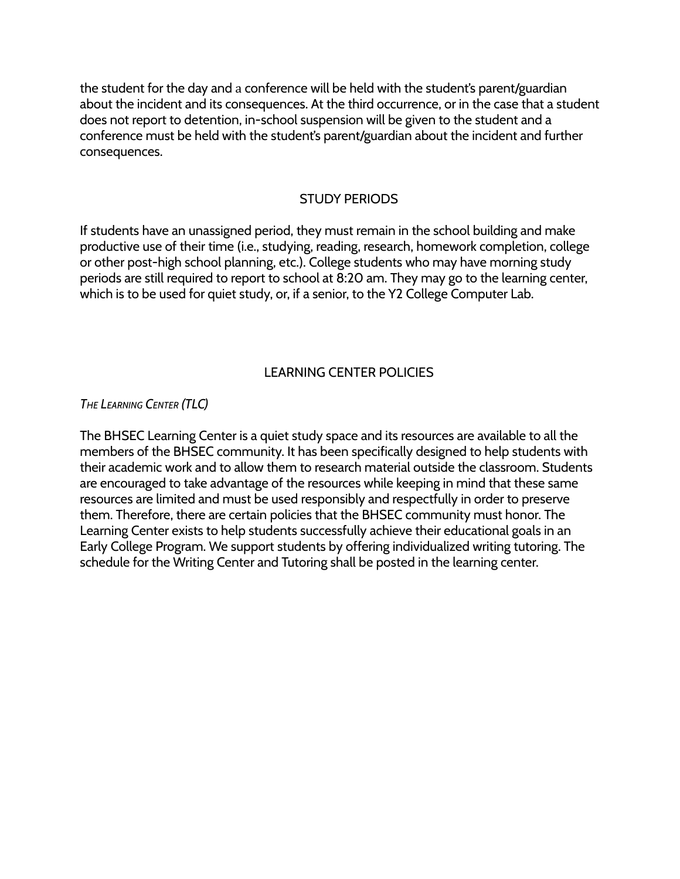the student for the day and a conference will be held with the student's parent/guardian about the incident and its consequences. At the third occurrence, or in the case that a student does not report to detention, in-school suspension will be given to the student and a conference must be held with the student's parent/guardian about the incident and further consequences.

## STUDY PERIODS

If students have an unassigned period, they must remain in the school building and make productive use of their time (i.e., studying, reading, research, homework completion, college or other post-high school planning, etc.). College students who may have morning study periods are still required to report to school at 8:20 am. They may go to the learning center, which is to be used for quiet study, or, if a senior, to the Y2 College Computer Lab.

## LEARNING CENTER POLICIES

*The Learning Center (TLC)*

The BHSEC Learning Center is a quiet study space and its resources are available to all the members of the BHSEC community. It has been specifically designed to help students with their academic work and to allow them to research material outside the classroom. Students are encouraged to take advantage of the resources while keeping in mind that these same resources are limited and must be used responsibly and respectfully in order to preserve them. Therefore, there are certain policies that the BHSEC community must honor. The Learning Center exists to help students successfully achieve their educational goals in an Early College Program. We support students by offering individualized writing tutoring. The schedule for the Writing Center and Tutoring shall be posted in the learning center.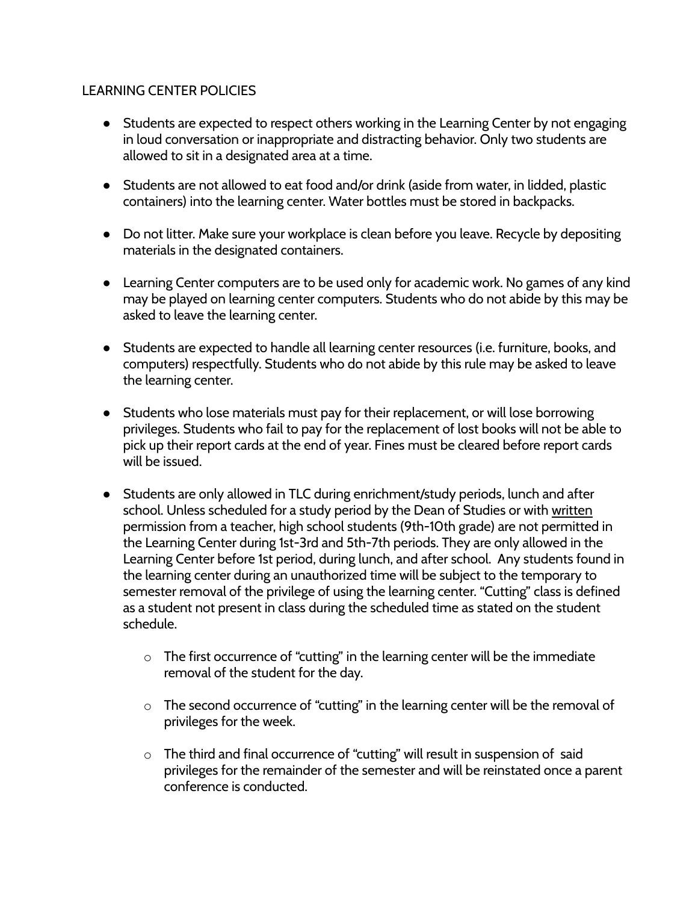LEARNING CENTER POLICIES

- Students are expected to respect others working in the Learning Center by not engaging in loud conversation or inappropriate and distracting behavior. Only two students are allowed to sit in a designated area at a time.
- Students are not allowed to eat food and/or drink (aside from water, in lidded, plastic containers) into the learning center. Water bottles must be stored in backpacks.
- Do not litter. Make sure your workplace is clean before you leave. Recycle by depositing materials in the designated containers.
- Learning Center computers are to be used only for academic work. No games of any kind may be played on learning center computers. Students who do not abide by this may be asked to leave the learning center.
- Students are expected to handle all learning center resources (i.e. furniture, books, and computers) respectfully. Students who do not abide by this rule may be asked to leave the learning center.
- Students who lose materials must pay for their replacement, or will lose borrowing privileges. Students who fail to pay for the replacement of lost books will not be able to pick up their report cards at the end of year. Fines must be cleared before report cards will be issued.
- Students are only allowed in TLC during enrichment/study periods, lunch and after school. Unless scheduled for a study period by the Dean of Studies or with <u>written</u> permission from a teacher, high school students (9th-10th grade) are not permitted in the Learning Center during 1st-3rd and 5th-7th periods. They are only allowed in the Learning Center before 1st period, during lunch, and after school. Any students found in the learning center during an unauthorized time will be subject to the temporary to semester removal of the privilege of using the learning center. "Cutting" class is defined as a student not present in class during the scheduled time as stated on the student schedule.
    - The first occurrence of "cutting" in the learning center will be the immediate removal of the student for the day.
    - The second occurrence of "cutting" in the learning center will be the removal of privileges for the week.
    - The third and final occurrence of "cutting" will result in suspension of said privileges for the remainder of the semester and will be reinstated once a parent conference is conducted.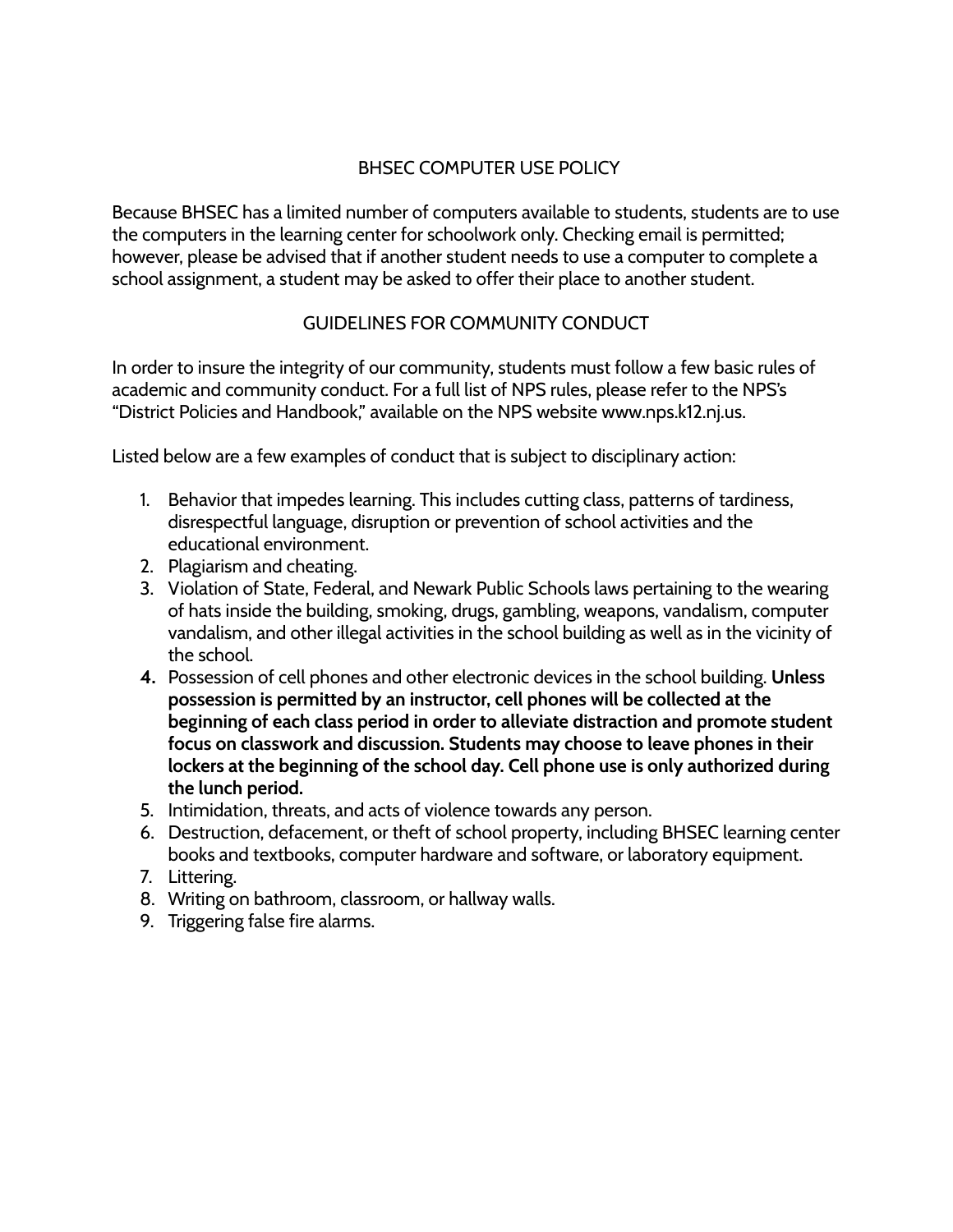## BHSEC COMPUTER USE POLICY

Because BHSEC has a limited number of computers available to students, students are to use the computers in the learning center for schoolwork only. Checking email is permitted; however, please be advised that if another student needs to use a computer to complete a school assignment, a student may be asked to offer their place to another student.

## GUIDELINES FOR COMMUNITY CONDUCT

In order to insure the integrity of our community, students must follow a few basic rules of academic and community conduct. For a full list of NPS rules, please refer to the NPS's "District Policies and Handbook," available on the NPS website www.nps.k12.nj.us.

Listed below are a few examples of conduct that is subject to disciplinary action:

1. Behavior that impedes learning. This includes cutting class, patterns of tardiness, disrespectful language, disruption or prevention of school activities and the educational environment.
2. Plagiarism and cheating.
3. Violation of State, Federal, and Newark Public Schools laws pertaining to the wearing of hats inside the building, smoking, drugs, gambling, weapons, vandalism, computer vandalism, and other illegal activities in the school building as well as in the vicinity of the school.
4. Possession of cell phones and other electronic devices in the school building. **Unless possession is permitted by an instructor, cell phones will be collected at the beginning of each class period in order to alleviate distraction and promote student focus on classwork and discussion. Students may choose to leave phones in their lockers at the beginning of the school day. Cell phone use is only authorized during the lunch period.**
5. Intimidation, threats, and acts of violence towards any person.
6. Destruction, defacement, or theft of school property, including BHSEC learning center books and textbooks, computer hardware and software, or laboratory equipment.
7. Littering.
8. Writing on bathroom, classroom, or hallway walls.
9. Triggering false fire alarms.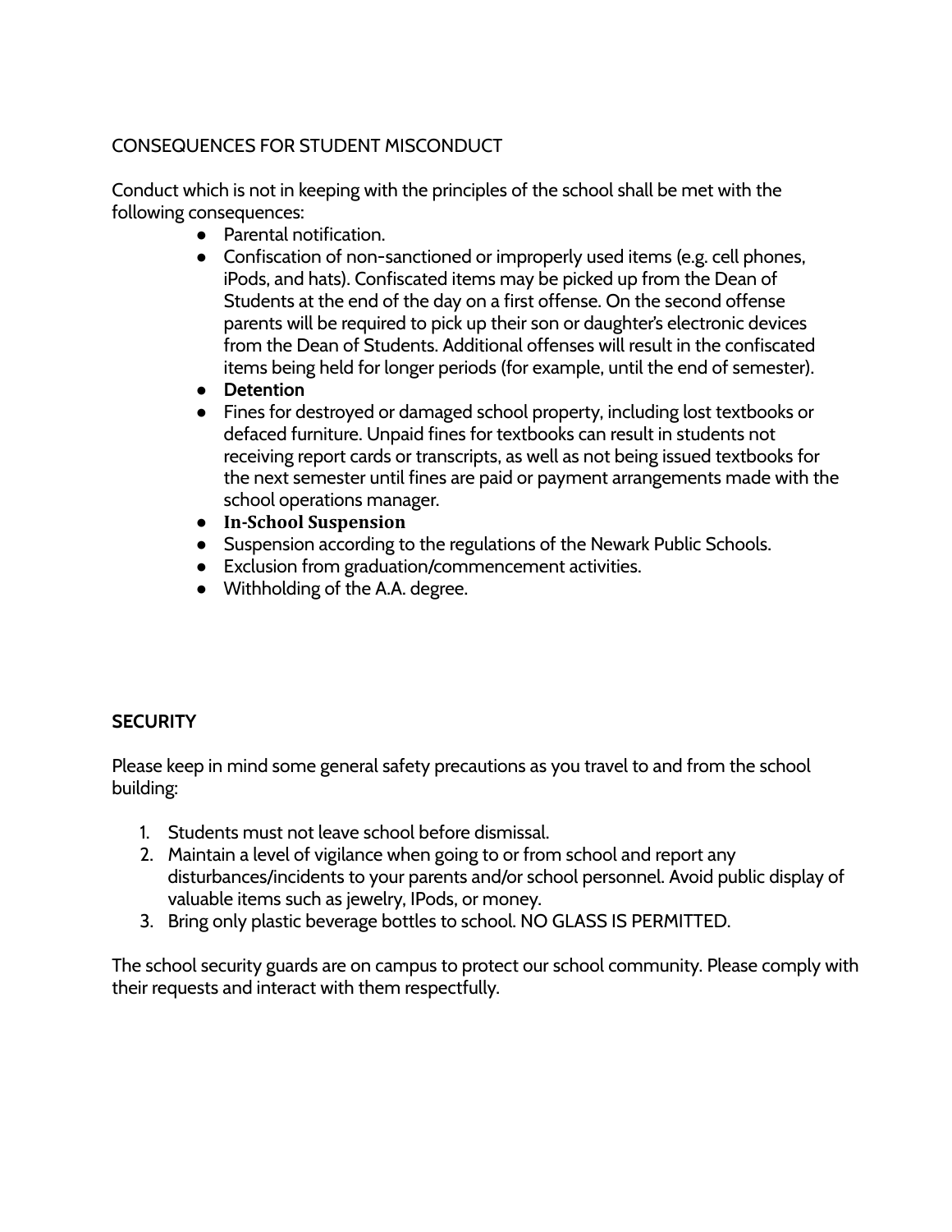## CONSEQUENCES FOR STUDENT MISCONDUCT

Conduct which is not in keeping with the principles of the school shall be met with the following consequences:

- Parental notification.
- Confiscation of non-sanctioned or improperly used items (e.g. cell phones, iPods, and hats). Confiscated items may be picked up from the Dean of Students at the end of the day on a first offense. On the second offense parents will be required to pick up their son or daughter's electronic devices from the Dean of Students. Additional offenses will result in the confiscated items being held for longer periods (for example, until the end of semester).
- **Detention**
- Fines for destroyed or damaged school property, including lost textbooks or defaced furniture. Unpaid fines for textbooks can result in students not receiving report cards or transcripts, as well as not being issued textbooks for the next semester until fines are paid or payment arrangements made with the school operations manager.
- **In-School Suspension**
- Suspension according to the regulations of the Newark Public Schools.
- Exclusion from graduation/commencement activities.
- Withholding of the A.A. degree.

## SECURITY

Please keep in mind some general safety precautions as you travel to and from the school building:

1. Students must not leave school before dismissal.
2. Maintain a level of vigilance when going to or from school and report any disturbances/incidents to your parents and/or school personnel. Avoid public display of valuable items such as jewelry, IPods, or money.
3. Bring only plastic beverage bottles to school. NO GLASS IS PERMITTED.

The school security guards are on campus to protect our school community. Please comply with their requests and interact with them respectfully.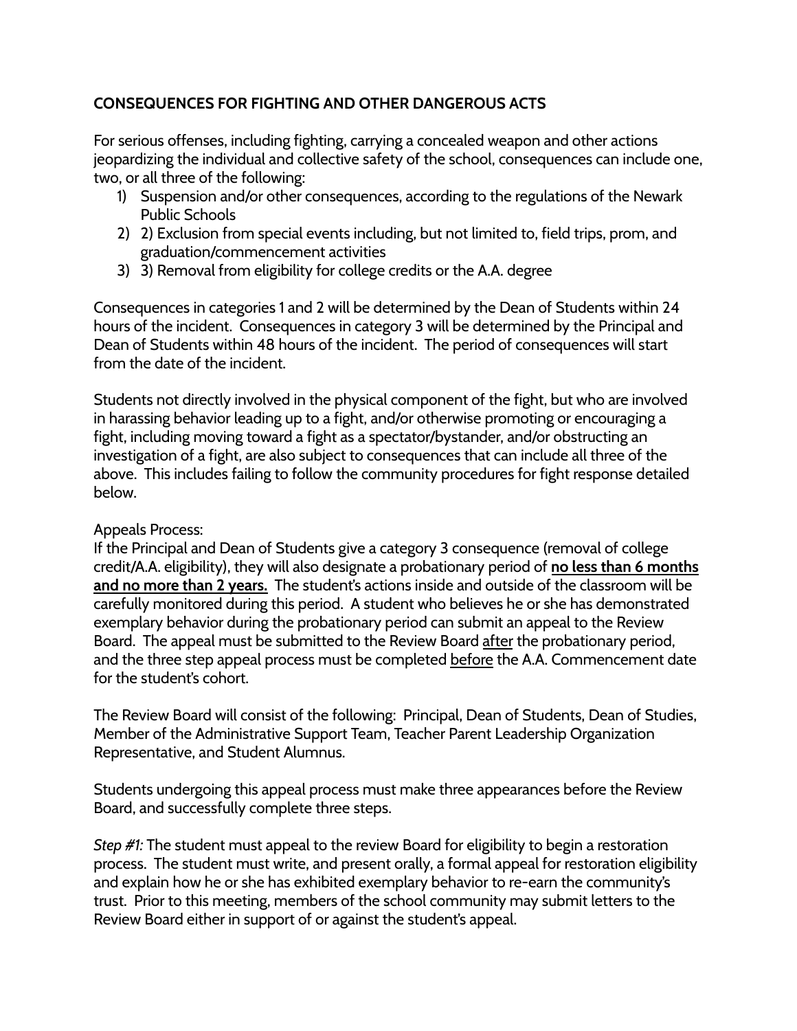**CONSEQUENCES FOR FIGHTING AND OTHER DANGEROUS ACTS**

For serious offenses, including fighting, carrying a concealed weapon and other actions jeopardizing the individual and collective safety of the school, consequences can include one, two, or all three of the following:

1) Suspension and/or other consequences, according to the regulations of the Newark Public Schools
2) 2) Exclusion from special events including, but not limited to, field trips, prom, and graduation/commencement activities
3) 3) Removal from eligibility for college credits or the A.A. degree

Consequences in categories 1 and 2 will be determined by the Dean of Students within 24 hours of the incident. Consequences in category 3 will be determined by the Principal and Dean of Students within 48 hours of the incident. The period of consequences will start from the date of the incident.

Students not directly involved in the physical component of the fight, but who are involved in harassing behavior leading up to a fight, and/or otherwise promoting or encouraging a fight, including moving toward a fight as a spectator/bystander, and/or obstructing an investigation of a fight, are also subject to consequences that can include all three of the above. This includes failing to follow the community procedures for fight response detailed below.

Appeals Process:
If the Principal and Dean of Students give a category 3 consequence (removal of college credit/A.A. eligibility), they will also designate a probationary period of <u>**no less than 6 months and no more than 2 years.**</u> The student's actions inside and outside of the classroom will be carefully monitored during this period. A student who believes he or she has demonstrated exemplary behavior during the probationary period can submit an appeal to the Review Board. The appeal must be submitted to the Review Board <u>after</u> the probationary period, and the three step appeal process must be completed <u>before</u> the A.A. Commencement date for the student's cohort.

The Review Board will consist of the following: Principal, Dean of Students, Dean of Studies, Member of the Administrative Support Team, Teacher Parent Leadership Organization Representative, and Student Alumnus.

Students undergoing this appeal process must make three appearances before the Review Board, and successfully complete three steps.

*Step #1:* The student must appeal to the review Board for eligibility to begin a restoration process. The student must write, and present orally, a formal appeal for restoration eligibility and explain how he or she has exhibited exemplary behavior to re-earn the community's trust. Prior to this meeting, members of the school community may submit letters to the Review Board either in support of or against the student's appeal.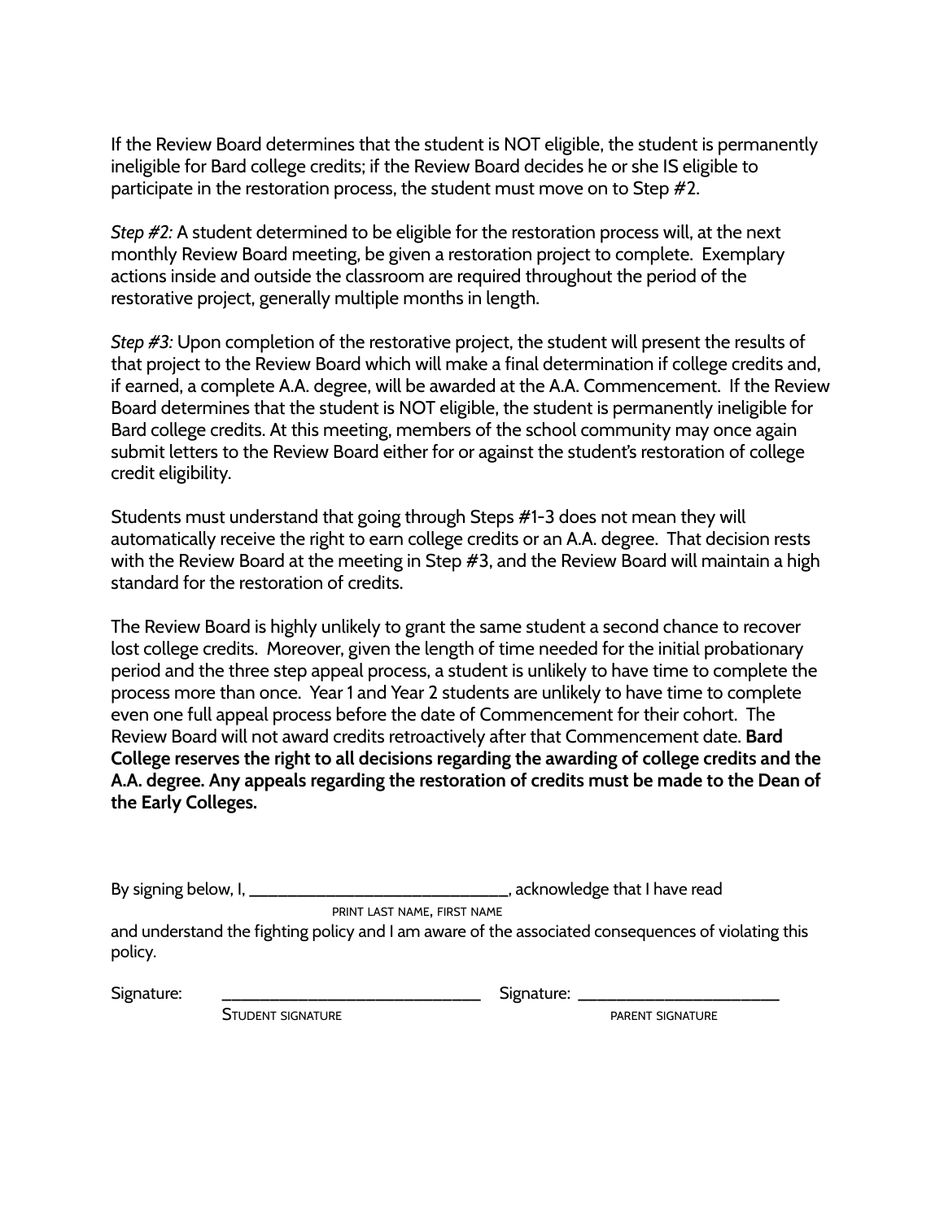If the Review Board determines that the student is NOT eligible, the student is permanently ineligible for Bard college credits; if the Review Board decides he or she IS eligible to participate in the restoration process, the student must move on to Step #2.

*Step #2:* A student determined to be eligible for the restoration process will, at the next monthly Review Board meeting, be given a restoration project to complete. Exemplary actions inside and outside the classroom are required throughout the period of the restorative project, generally multiple months in length.

*Step #3:* Upon completion of the restorative project, the student will present the results of that project to the Review Board which will make a final determination if college credits and, if earned, a complete A.A. degree, will be awarded at the A.A. Commencement. If the Review Board determines that the student is NOT eligible, the student is permanently ineligible for Bard college credits. At this meeting, members of the school community may once again submit letters to the Review Board either for or against the student's restoration of college credit eligibility.

Students must understand that going through Steps #1-3 does not mean they will automatically receive the right to earn college credits or an A.A. degree. That decision rests with the Review Board at the meeting in Step #3, and the Review Board will maintain a high standard for the restoration of credits.

The Review Board is highly unlikely to grant the same student a second chance to recover lost college credits. Moreover, given the length of time needed for the initial probationary period and the three step appeal process, a student is unlikely to have time to complete the process more than once. Year 1 and Year 2 students are unlikely to have time to complete even one full appeal process before the date of Commencement for their cohort. The Review Board will not award credits retroactively after that Commencement date. **Bard College reserves the right to all decisions regarding the awarding of college credits and the A.A. degree. Any appeals regarding the restoration of credits must be made to the Dean of the Early Colleges.**

By signing below, I, ______________________________, acknowledge that I have read
PRINT LAST NAME, FIRST NAME
and understand the fighting policy and I am aware of the associated consequences of violating this policy.

Signature: ______________________________ Signature: ______________________
STUDENT SIGNATURE PARENT SIGNATURE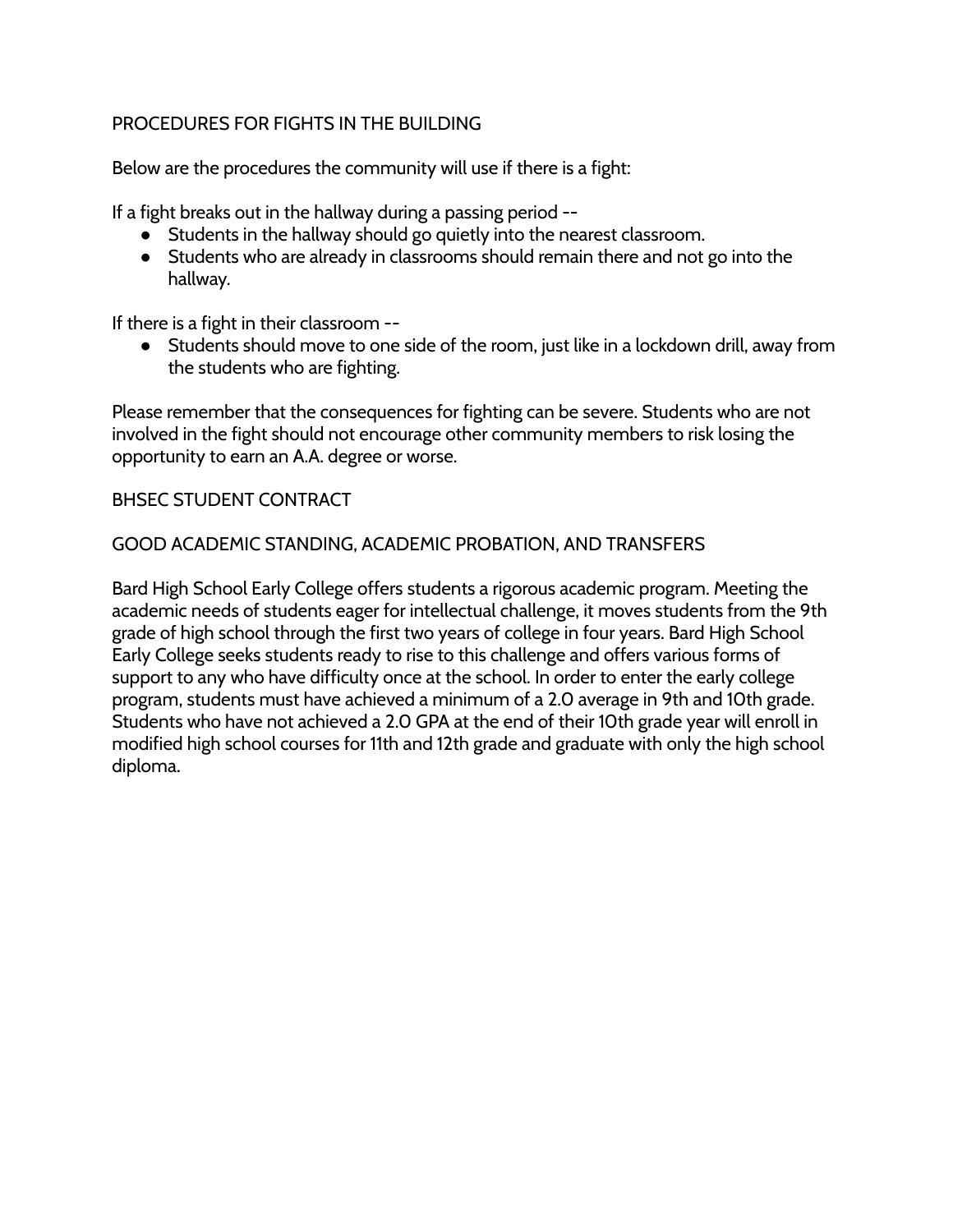## PROCEDURES FOR FIGHTS IN THE BUILDING

Below are the procedures the community will use if there is a fight:

If a fight breaks out in the hallway during a passing period --

- Students in the hallway should go quietly into the nearest classroom.
- Students who are already in classrooms should remain there and not go into the hallway.

If there is a fight in their classroom --

- Students should move to one side of the room, just like in a lockdown drill, away from the students who are fighting.

Please remember that the consequences for fighting can be severe. Students who are not involved in the fight should not encourage other community members to risk losing the opportunity to earn an A.A. degree or worse.

## BHSEC STUDENT CONTRACT

## GOOD ACADEMIC STANDING, ACADEMIC PROBATION, AND TRANSFERS

Bard High School Early College offers students a rigorous academic program. Meeting the academic needs of students eager for intellectual challenge, it moves students from the 9th grade of high school through the first two years of college in four years. Bard High School Early College seeks students ready to rise to this challenge and offers various forms of support to any who have difficulty once at the school. In order to enter the early college program, students must have achieved a minimum of a 2.0 average in 9th and 10th grade. Students who have not achieved a 2.0 GPA at the end of their 10th grade year will enroll in modified high school courses for 11th and 12th grade and graduate with only the high school diploma.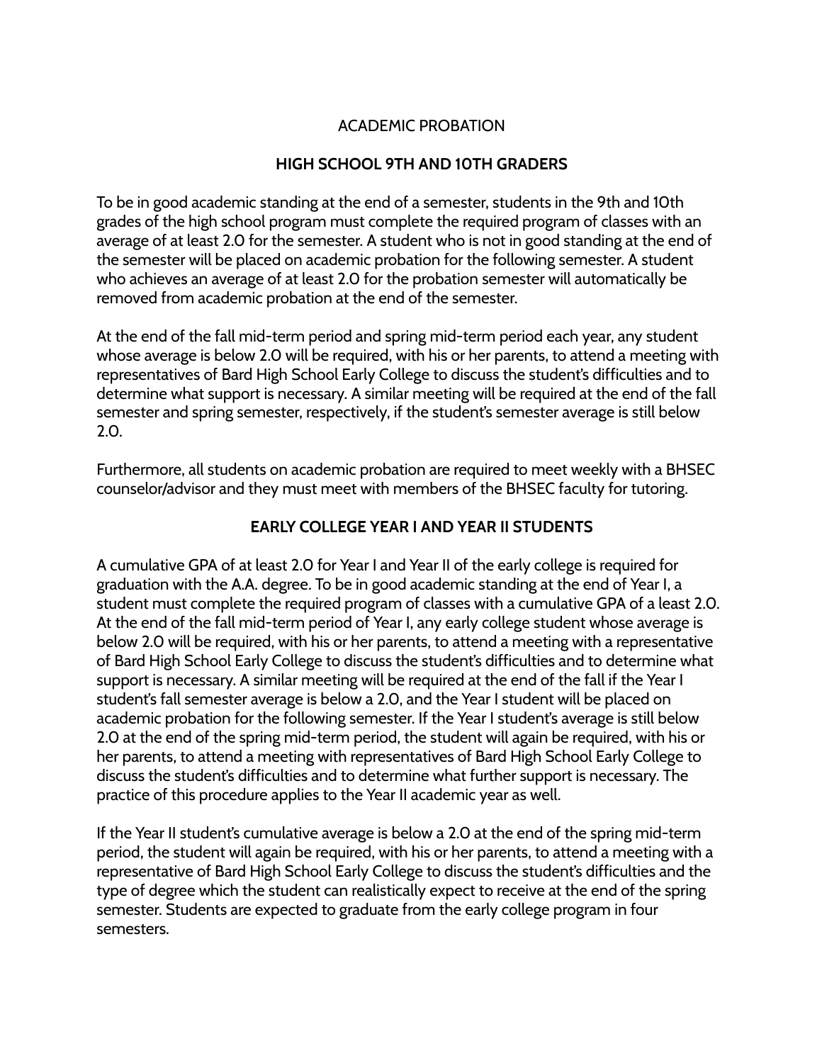# ACADEMIC PROBATION

## HIGH SCHOOL 9TH AND 10TH GRADERS

To be in good academic standing at the end of a semester, students in the 9th and 10th grades of the high school program must complete the required program of classes with an average of at least 2.0 for the semester. A student who is not in good standing at the end of the semester will be placed on academic probation for the following semester. A student who achieves an average of at least 2.0 for the probation semester will automatically be removed from academic probation at the end of the semester.

At the end of the fall mid-term period and spring mid-term period each year, any student whose average is below 2.0 will be required, with his or her parents, to attend a meeting with representatives of Bard High School Early College to discuss the student's difficulties and to determine what support is necessary. A similar meeting will be required at the end of the fall semester and spring semester, respectively, if the student's semester average is still below 2.0.

Furthermore, all students on academic probation are required to meet weekly with a BHSEC counselor/advisor and they must meet with members of the BHSEC faculty for tutoring.

## EARLY COLLEGE YEAR I AND YEAR II STUDENTS

A cumulative GPA of at least 2.0 for Year I and Year II of the early college is required for graduation with the A.A. degree. To be in good academic standing at the end of Year I, a student must complete the required program of classes with a cumulative GPA of a least 2.0. At the end of the fall mid-term period of Year I, any early college student whose average is below 2.0 will be required, with his or her parents, to attend a meeting with a representative of Bard High School Early College to discuss the student's difficulties and to determine what support is necessary. A similar meeting will be required at the end of the fall if the Year I student's fall semester average is below a 2.0, and the Year I student will be placed on academic probation for the following semester. If the Year I student's average is still below 2.0 at the end of the spring mid-term period, the student will again be required, with his or her parents, to attend a meeting with representatives of Bard High School Early College to discuss the student's difficulties and to determine what further support is necessary. The practice of this procedure applies to the Year II academic year as well.

If the Year II student's cumulative average is below a 2.0 at the end of the spring mid-term period, the student will again be required, with his or her parents, to attend a meeting with a representative of Bard High School Early College to discuss the student's difficulties and the type of degree which the student can realistically expect to receive at the end of the spring semester. Students are expected to graduate from the early college program in four semesters.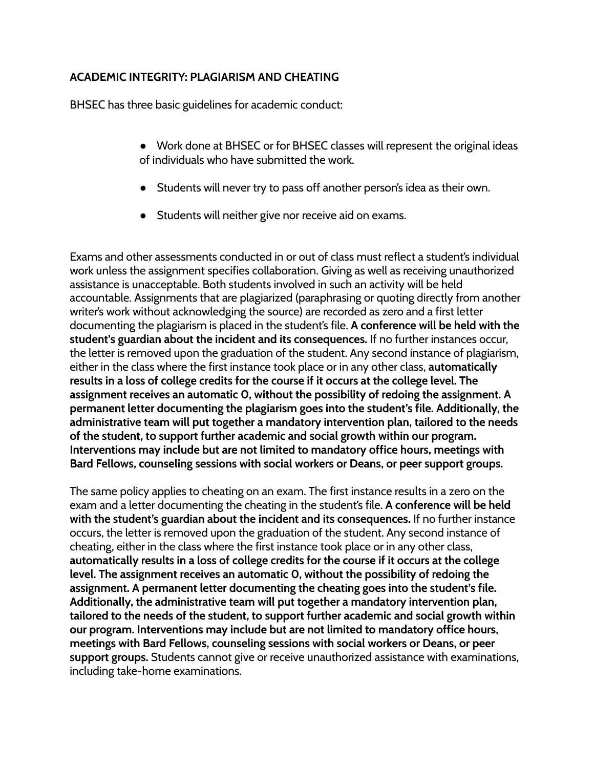### ACADEMIC INTEGRITY: PLAGIARISM AND CHEATING

BHSEC has three basic guidelines for academic conduct:

- Work done at BHSEC or for BHSEC classes will represent the original ideas of individuals who have submitted the work.
- Students will never try to pass off another person's idea as their own.
- Students will neither give nor receive aid on exams.

Exams and other assessments conducted in or out of class must reflect a student's individual work unless the assignment specifies collaboration. Giving as well as receiving unauthorized assistance is unacceptable. Both students involved in such an activity will be held accountable. Assignments that are plagiarized (paraphrasing or quoting directly from another writer's work without acknowledging the source) are recorded as zero and a first letter documenting the plagiarism is placed in the student's file. **A conference will be held with the student's guardian about the incident and its consequences.** If no further instances occur, the letter is removed upon the graduation of the student. Any second instance of plagiarism, either in the class where the first instance took place or in any other class, **automatically results in a loss of college credits for the course if it occurs at the college level. The assignment receives an automatic 0, without the possibility of redoing the assignment. A permanent letter documenting the plagiarism goes into the student's file. Additionally, the administrative team will put together a mandatory intervention plan, tailored to the needs of the student, to support further academic and social growth within our program. Interventions may include but are not limited to mandatory office hours, meetings with Bard Fellows, counseling sessions with social workers or Deans, or peer support groups.**

The same policy applies to cheating on an exam. The first instance results in a zero on the exam and a letter documenting the cheating in the student's file. **A conference will be held with the student's guardian about the incident and its consequences.** If no further instance occurs, the letter is removed upon the graduation of the student. Any second instance of cheating, either in the class where the first instance took place or in any other class, **automatically results in a loss of college credits for the course if it occurs at the college level. The assignment receives an automatic 0, without the possibility of redoing the assignment. A permanent letter documenting the cheating goes into the student's file. Additionally, the administrative team will put together a mandatory intervention plan, tailored to the needs of the student, to support further academic and social growth within our program. Interventions may include but are not limited to mandatory office hours, meetings with Bard Fellows, counseling sessions with social workers or Deans, or peer support groups.** Students cannot give or receive unauthorized assistance with examinations, including take-home examinations.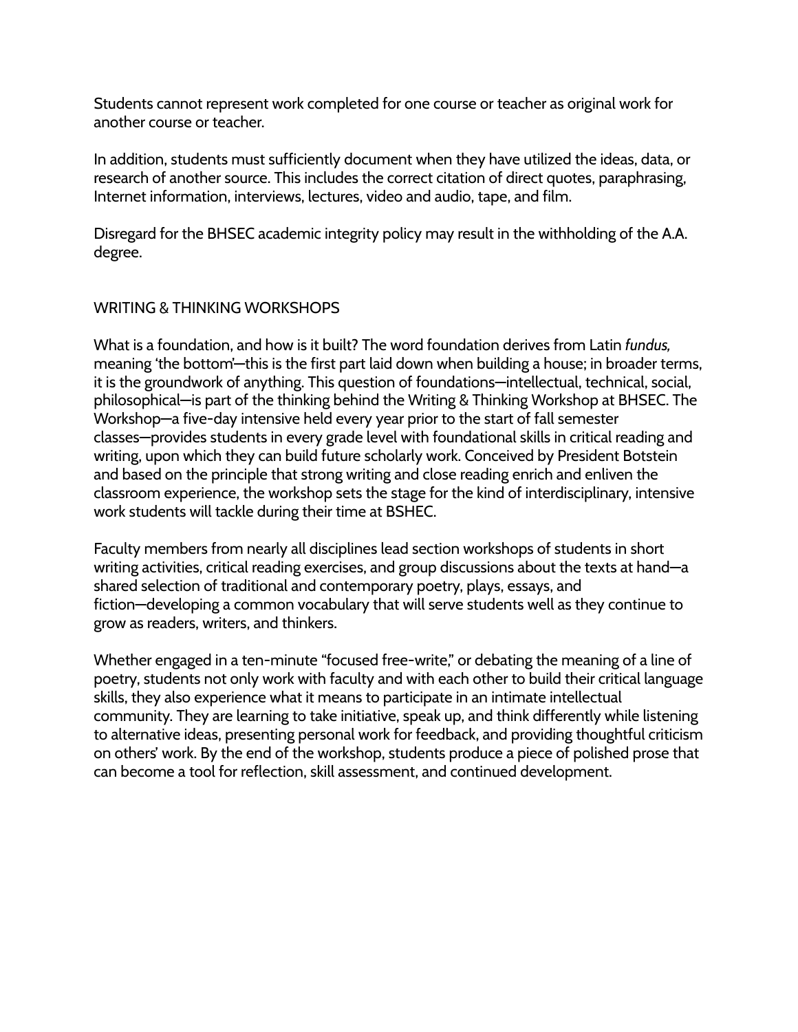Students cannot represent work completed for one course or teacher as original work for another course or teacher.

In addition, students must sufficiently document when they have utilized the ideas, data, or research of another source. This includes the correct citation of direct quotes, paraphrasing, Internet information, interviews, lectures, video and audio, tape, and film.

Disregard for the BHSEC academic integrity policy may result in the withholding of the A.A. degree.

## WRITING & THINKING WORKSHOPS

What is a foundation, and how is it built? The word foundation derives from Latin *fundus,* meaning 'the bottom'—this is the first part laid down when building a house; in broader terms, it is the groundwork of anything. This question of foundations—intellectual, technical, social, philosophical—is part of the thinking behind the Writing & Thinking Workshop at BHSEC. The Workshop—a five-day intensive held every year prior to the start of fall semester classes—provides students in every grade level with foundational skills in critical reading and writing, upon which they can build future scholarly work. Conceived by President Botstein and based on the principle that strong writing and close reading enrich and enliven the classroom experience, the workshop sets the stage for the kind of interdisciplinary, intensive work students will tackle during their time at BSHEC.

Faculty members from nearly all disciplines lead section workshops of students in short writing activities, critical reading exercises, and group discussions about the texts at hand—a shared selection of traditional and contemporary poetry, plays, essays, and fiction—developing a common vocabulary that will serve students well as they continue to grow as readers, writers, and thinkers.

Whether engaged in a ten-minute "focused free-write," or debating the meaning of a line of poetry, students not only work with faculty and with each other to build their critical language skills, they also experience what it means to participate in an intimate intellectual community. They are learning to take initiative, speak up, and think differently while listening to alternative ideas, presenting personal work for feedback, and providing thoughtful criticism on others' work. By the end of the workshop, students produce a piece of polished prose that can become a tool for reflection, skill assessment, and continued development.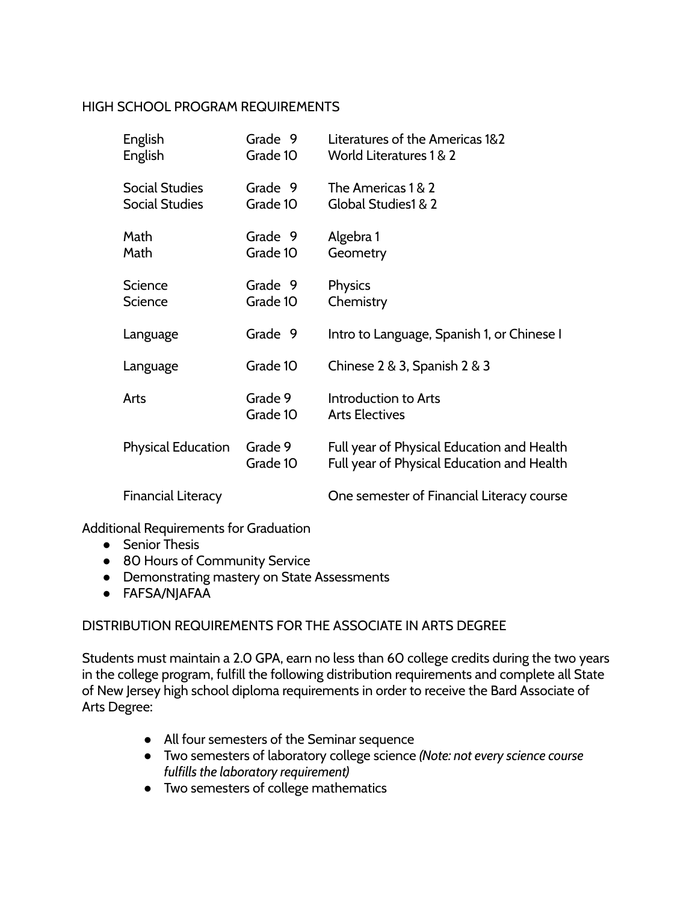## HIGH SCHOOL PROGRAM REQUIREMENTS

| | | |
|---|---|---|
| English | Grade 9 | Literatures of the Americas 1&2 |
| English | Grade 10 | World Literatures 1 & 2 |
| Social Studies | Grade 9 | The Americas 1 & 2 |
| Social Studies | Grade 10 | Global Studies1 & 2 |
| Math | Grade 9 | Algebra 1 |
| Math | Grade 10 | Geometry |
| Science | Grade 9 | Physics |
| Science | Grade 10 | Chemistry |
| Language | Grade 9 | Intro to Language, Spanish 1, or Chinese I |
| Language | Grade 10 | Chinese 2 & 3, Spanish 2 & 3 |
| Arts | Grade 9 | Introduction to Arts |
| | Grade 10 | Arts Electives |
| Physical Education | Grade 9 | Full year of Physical Education and Health |
| | Grade 10 | Full year of Physical Education and Health |
| Financial Literacy | | One semester of Financial Literacy course |

Additional Requirements for Graduation

- Senior Thesis
- 80 Hours of Community Service
- Demonstrating mastery on State Assessments
- FAFSA/NJAFAA

## DISTRIBUTION REQUIREMENTS FOR THE ASSOCIATE IN ARTS DEGREE

Students must maintain a 2.0 GPA, earn no less than 60 college credits during the two years in the college program, fulfill the following distribution requirements and complete all State of New Jersey high school diploma requirements in order to receive the Bard Associate of Arts Degree:

- All four semesters of the Seminar sequence
- Two semesters of laboratory college science *(Note: not every science course fulfills the laboratory requirement)*
- Two semesters of college mathematics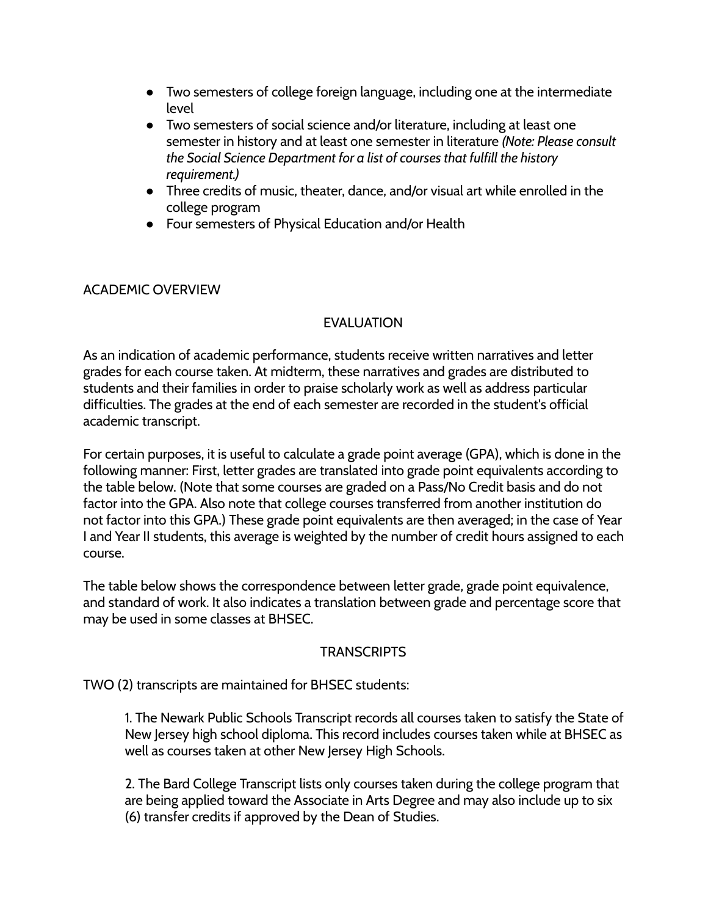- Two semesters of college foreign language, including one at the intermediate level
- Two semesters of social science and/or literature, including at least one semester in history and at least one semester in literature *(Note: Please consult the Social Science Department for a list of courses that fulfill the history requirement.)*
- Three credits of music, theater, dance, and/or visual art while enrolled in the college program
- Four semesters of Physical Education and/or Health

## ACADEMIC OVERVIEW

### EVALUATION

As an indication of academic performance, students receive written narratives and letter grades for each course taken. At midterm, these narratives and grades are distributed to students and their families in order to praise scholarly work as well as address particular difficulties. The grades at the end of each semester are recorded in the student's official academic transcript.

For certain purposes, it is useful to calculate a grade point average (GPA), which is done in the following manner: First, letter grades are translated into grade point equivalents according to the table below. (Note that some courses are graded on a Pass/No Credit basis and do not factor into the GPA. Also note that college courses transferred from another institution do not factor into this GPA.) These grade point equivalents are then averaged; in the case of Year I and Year II students, this average is weighted by the number of credit hours assigned to each course.

The table below shows the correspondence between letter grade, grade point equivalence, and standard of work. It also indicates a translation between grade and percentage score that may be used in some classes at BHSEC.

### TRANSCRIPTS

TWO (2) transcripts are maintained for BHSEC students:

1. The Newark Public Schools Transcript records all courses taken to satisfy the State of New Jersey high school diploma. This record includes courses taken while at BHSEC as well as courses taken at other New Jersey High Schools.

2. The Bard College Transcript lists only courses taken during the college program that are being applied toward the Associate in Arts Degree and may also include up to six (6) transfer credits if approved by the Dean of Studies.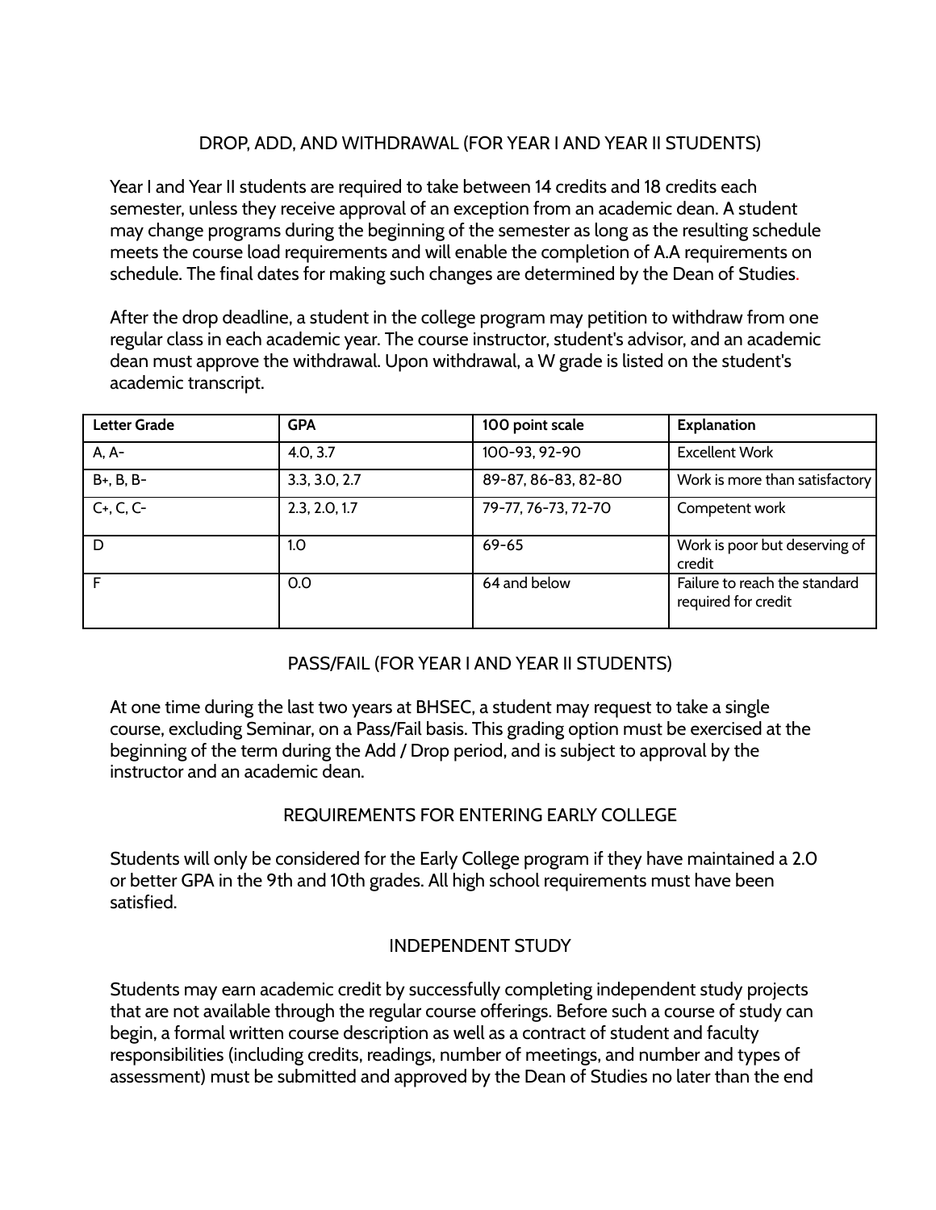## DROP, ADD, AND WITHDRAWAL (FOR YEAR I AND YEAR II STUDENTS)

Year I and Year II students are required to take between 14 credits and 18 credits each semester, unless they receive approval of an exception from an academic dean. A student may change programs during the beginning of the semester as long as the resulting schedule meets the course load requirements and will enable the completion of A.A requirements on schedule. The final dates for making such changes are determined by the Dean of Studies.

After the drop deadline, a student in the college program may petition to withdraw from one regular class in each academic year. The course instructor, student's advisor, and an academic dean must approve the withdrawal. Upon withdrawal, a W grade is listed on the student's academic transcript.

| Letter Grade | GPA | 100 point scale | Explanation |
|---|---|---|---|
| A, A- | 4.0, 3.7 | 100-93, 92-90 | Excellent Work |
| B+, B, B- | 3.3, 3.0, 2.7 | 89-87, 86-83, 82-80 | Work is more than satisfactory |
| C+, C, C- | 2.3, 2.0, 1.7 | 79-77, 76-73, 72-70 | Competent work |
| D | 1.0 | 69-65 | Work is poor but deserving of credit |
| F | 0.0 | 64 and below | Failure to reach the standard required for credit |

## PASS/FAIL (FOR YEAR I AND YEAR II STUDENTS)

At one time during the last two years at BHSEC, a student may request to take a single course, excluding Seminar, on a Pass/Fail basis. This grading option must be exercised at the beginning of the term during the Add / Drop period, and is subject to approval by the instructor and an academic dean.

## REQUIREMENTS FOR ENTERING EARLY COLLEGE

Students will only be considered for the Early College program if they have maintained a 2.0 or better GPA in the 9th and 10th grades. All high school requirements must have been satisfied.

## INDEPENDENT STUDY

Students may earn academic credit by successfully completing independent study projects that are not available through the regular course offerings. Before such a course of study can begin, a formal written course description as well as a contract of student and faculty responsibilities (including credits, readings, number of meetings, and number and types of assessment) must be submitted and approved by the Dean of Studies no later than the end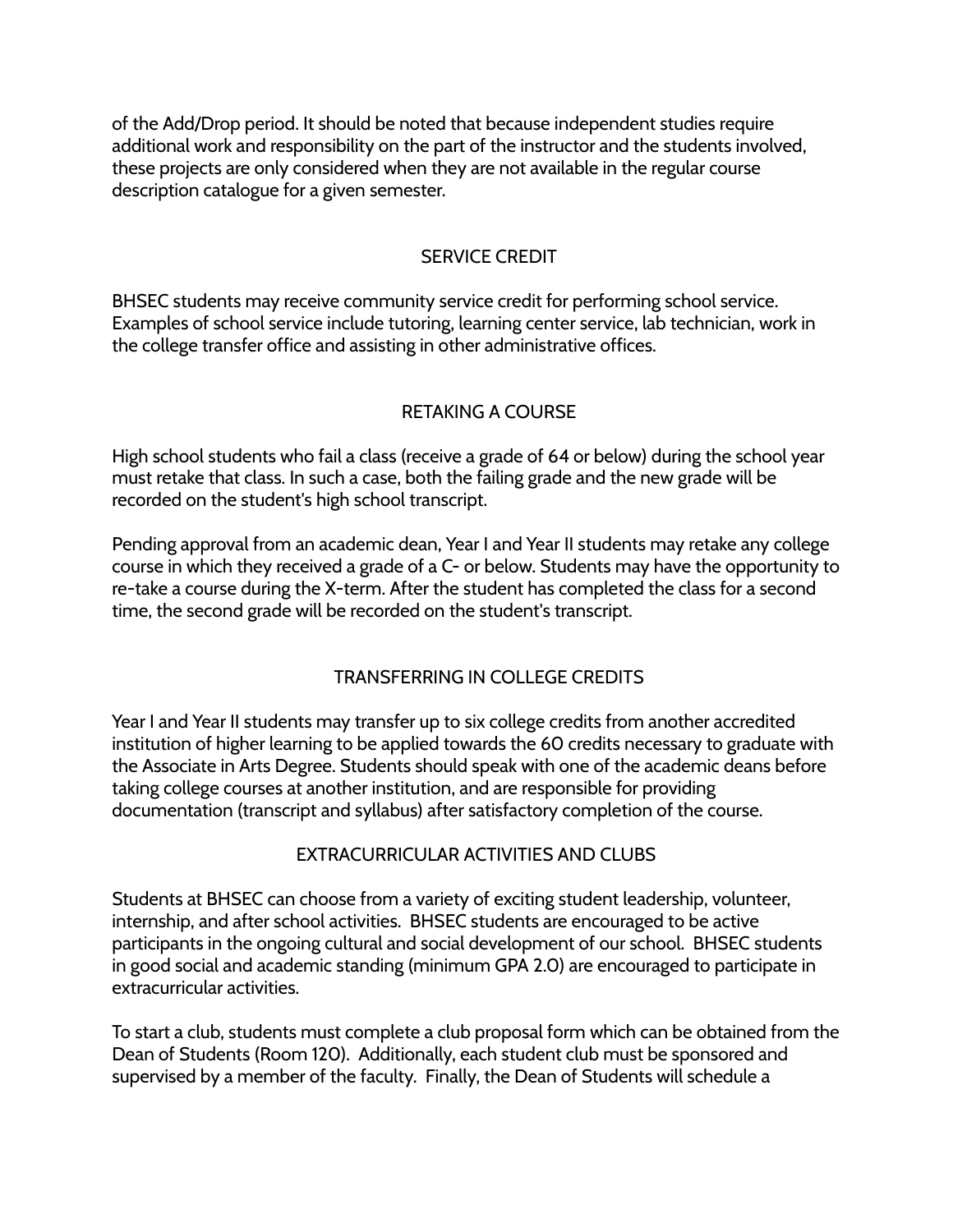of the Add/Drop period. It should be noted that because independent studies require additional work and responsibility on the part of the instructor and the students involved, these projects are only considered when they are not available in the regular course description catalogue for a given semester.

## SERVICE CREDIT

BHSEC students may receive community service credit for performing school service. Examples of school service include tutoring, learning center service, lab technician, work in the college transfer office and assisting in other administrative offices.

## RETAKING A COURSE

High school students who fail a class (receive a grade of 64 or below) during the school year must retake that class. In such a case, both the failing grade and the new grade will be recorded on the student's high school transcript.

Pending approval from an academic dean, Year I and Year II students may retake any college course in which they received a grade of a C- or below. Students may have the opportunity to re-take a course during the X-term. After the student has completed the class for a second time, the second grade will be recorded on the student's transcript.

## TRANSFERRING IN COLLEGE CREDITS

Year I and Year II students may transfer up to six college credits from another accredited institution of higher learning to be applied towards the 60 credits necessary to graduate with the Associate in Arts Degree. Students should speak with one of the academic deans before taking college courses at another institution, and are responsible for providing documentation (transcript and syllabus) after satisfactory completion of the course.

## EXTRACURRICULAR ACTIVITIES AND CLUBS

Students at BHSEC can choose from a variety of exciting student leadership, volunteer, internship, and after school activities. BHSEC students are encouraged to be active participants in the ongoing cultural and social development of our school. BHSEC students in good social and academic standing (minimum GPA 2.0) are encouraged to participate in extracurricular activities.

To start a club, students must complete a club proposal form which can be obtained from the Dean of Students (Room 120). Additionally, each student club must be sponsored and supervised by a member of the faculty. Finally, the Dean of Students will schedule a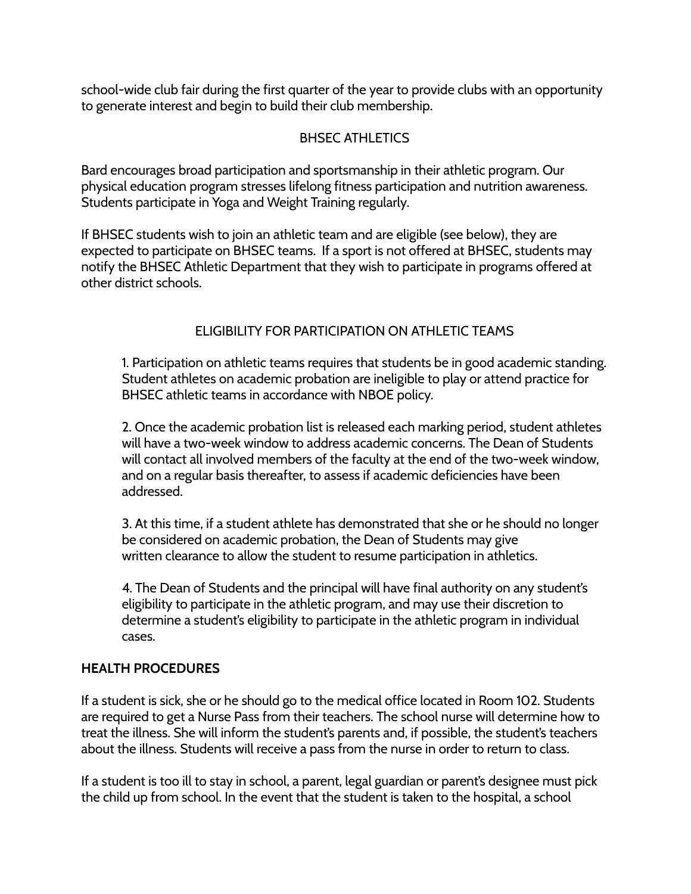school-wide club fair during the first quarter of the year to provide clubs with an opportunity to generate interest and begin to build their club membership.

## BHSEC ATHLETICS

Bard encourages broad participation and sportsmanship in their athletic program. Our physical education program stresses lifelong fitness participation and nutrition awareness. Students participate in Yoga and Weight Training regularly.

If BHSEC students wish to join an athletic team and are eligible (see below), they are expected to participate on BHSEC teams. If a sport is not offered at BHSEC, students may notify the BHSEC Athletic Department that they wish to participate in programs offered at other district schools.

## ELIGIBILITY FOR PARTICIPATION ON ATHLETIC TEAMS

1. Participation on athletic teams requires that students be in good academic standing. Student athletes on academic probation are ineligible to play or attend practice for BHSEC athletic teams in accordance with NBOE policy.

2. Once the academic probation list is released each marking period, student athletes will have a two-week window to address academic concerns. The Dean of Students will contact all involved members of the faculty at the end of the two-week window, and on a regular basis thereafter, to assess if academic deficiencies have been addressed.

3. At this time, if a student athlete has demonstrated that she or he should no longer be considered on academic probation, the Dean of Students may give written clearance to allow the student to resume participation in athletics.

4. The Dean of Students and the principal will have final authority on any student's eligibility to participate in the athletic program, and may use their discretion to determine a student's eligibility to participate in the athletic program in individual cases.

## HEALTH PROCEDURES

If a student is sick, she or he should go to the medical office located in Room 102. Students are required to get a Nurse Pass from their teachers. The school nurse will determine how to treat the illness. She will inform the student's parents and, if possible, the student's teachers about the illness. Students will receive a pass from the nurse in order to return to class.

If a student is too ill to stay in school, a parent, legal guardian or parent's designee must pick the child up from school. In the event that the student is taken to the hospital, a school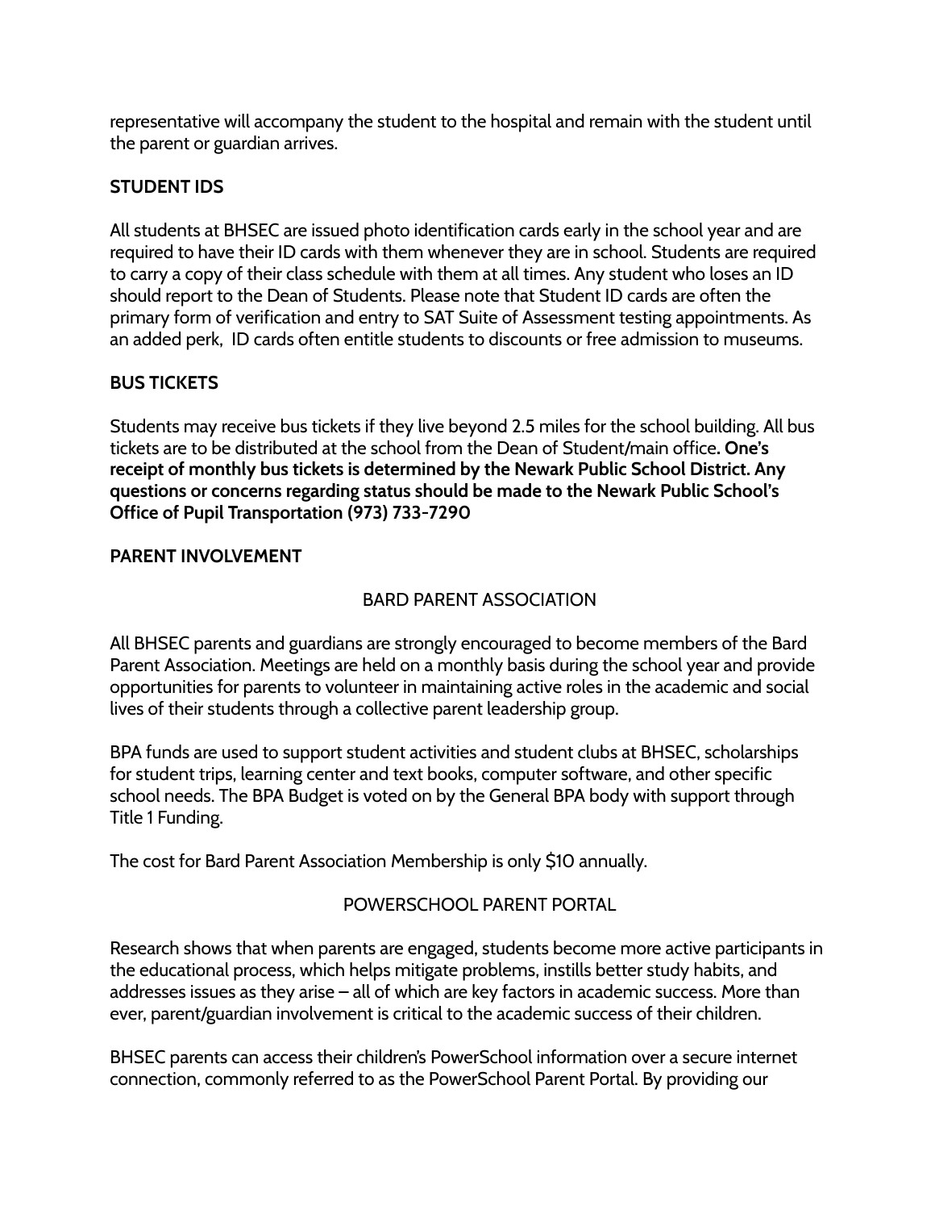representative will accompany the student to the hospital and remain with the student until the parent or guardian arrives.

## STUDENT IDS

All students at BHSEC are issued photo identification cards early in the school year and are required to have their ID cards with them whenever they are in school. Students are required to carry a copy of their class schedule with them at all times. Any student who loses an ID should report to the Dean of Students. Please note that Student ID cards are often the primary form of verification and entry to SAT Suite of Assessment testing appointments. As an added perk, ID cards often entitle students to discounts or free admission to museums.

## BUS TICKETS

Students may receive bus tickets if they live beyond 2.5 miles for the school building. All bus tickets are to be distributed at the school from the Dean of Student/main office**. One's receipt of monthly bus tickets is determined by the Newark Public School District. Any questions or concerns regarding status should be made to the Newark Public School's Office of Pupil Transportation (973) 733-7290**

## PARENT INVOLVEMENT

### BARD PARENT ASSOCIATION

All BHSEC parents and guardians are strongly encouraged to become members of the Bard Parent Association. Meetings are held on a monthly basis during the school year and provide opportunities for parents to volunteer in maintaining active roles in the academic and social lives of their students through a collective parent leadership group.

BPA funds are used to support student activities and student clubs at BHSEC, scholarships for student trips, learning center and text books, computer software, and other specific school needs. The BPA Budget is voted on by the General BPA body with support through Title 1 Funding.

The cost for Bard Parent Association Membership is only $10 annually.

### POWERSCHOOL PARENT PORTAL

Research shows that when parents are engaged, students become more active participants in the educational process, which helps mitigate problems, instills better study habits, and addresses issues as they arise – all of which are key factors in academic success. More than ever, parent/guardian involvement is critical to the academic success of their children.

BHSEC parents can access their children's PowerSchool information over a secure internet connection, commonly referred to as the PowerSchool Parent Portal. By providing our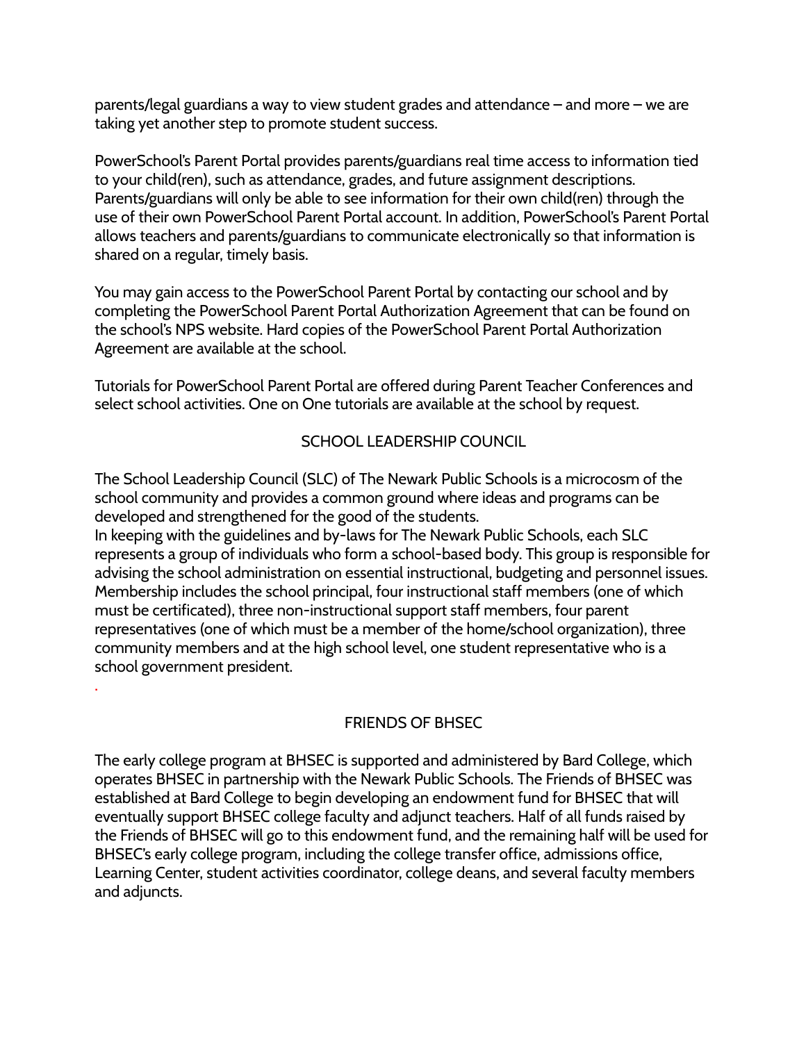parents/legal guardians a way to view student grades and attendance – and more – we are taking yet another step to promote student success.

PowerSchool's Parent Portal provides parents/guardians real time access to information tied to your child(ren), such as attendance, grades, and future assignment descriptions. Parents/guardians will only be able to see information for their own child(ren) through the use of their own PowerSchool Parent Portal account. In addition, PowerSchool's Parent Portal allows teachers and parents/guardians to communicate electronically so that information is shared on a regular, timely basis.

You may gain access to the PowerSchool Parent Portal by contacting our school and by completing the PowerSchool Parent Portal Authorization Agreement that can be found on the school's NPS website. Hard copies of the PowerSchool Parent Portal Authorization Agreement are available at the school.

Tutorials for PowerSchool Parent Portal are offered during Parent Teacher Conferences and select school activities. One on One tutorials are available at the school by request.

## SCHOOL LEADERSHIP COUNCIL

The School Leadership Council (SLC) of The Newark Public Schools is a microcosm of the school community and provides a common ground where ideas and programs can be developed and strengthened for the good of the students.
In keeping with the guidelines and by-laws for The Newark Public Schools, each SLC represents a group of individuals who form a school-based body. This group is responsible for advising the school administration on essential instructional, budgeting and personnel issues. Membership includes the school principal, four instructional staff members (one of which must be certificated), three non-instructional support staff members, four parent representatives (one of which must be a member of the home/school organization), three community members and at the high school level, one student representative who is a school government president.

## FRIENDS OF BHSEC

The early college program at BHSEC is supported and administered by Bard College, which operates BHSEC in partnership with the Newark Public Schools. The Friends of BHSEC was established at Bard College to begin developing an endowment fund for BHSEC that will eventually support BHSEC college faculty and adjunct teachers. Half of all funds raised by the Friends of BHSEC will go to this endowment fund, and the remaining half will be used for BHSEC's early college program, including the college transfer office, admissions office, Learning Center, student activities coordinator, college deans, and several faculty members and adjuncts.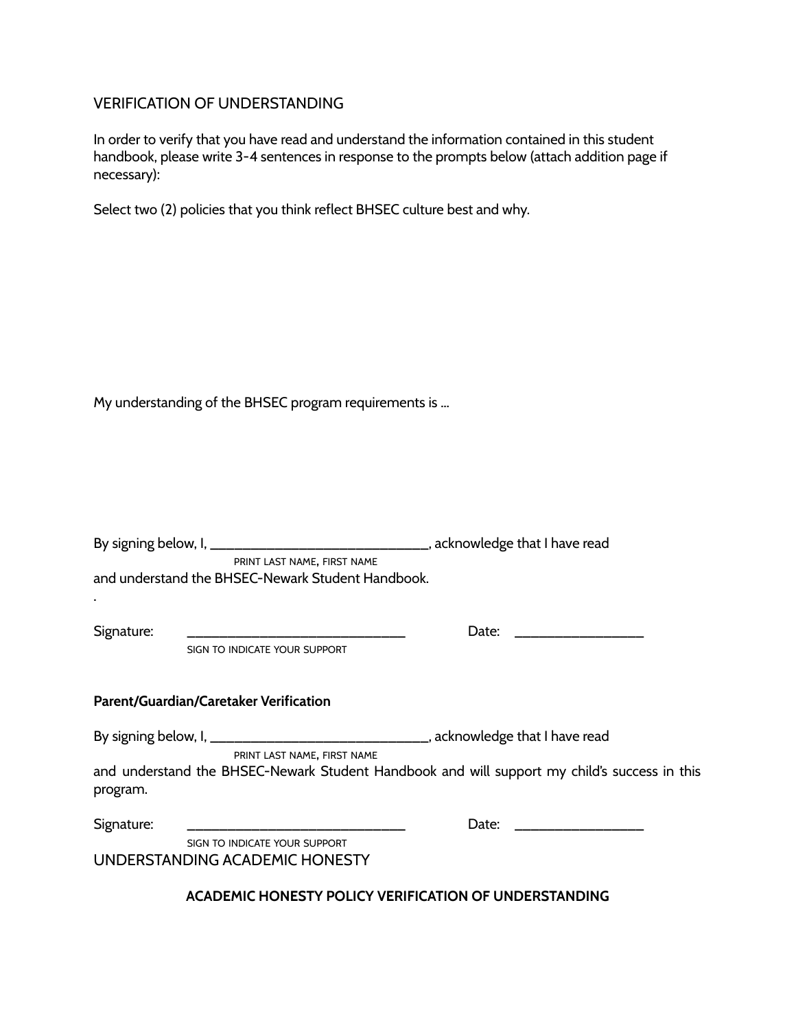## VERIFICATION OF UNDERSTANDING

In order to verify that you have read and understand the information contained in this student handbook, please write 3-4 sentences in response to the prompts below (attach addition page if necessary):

Select two (2) policies that you think reflect BHSEC culture best and why.

My understanding of the BHSEC program requirements is …

By signing below, I, ______________________________, acknowledge that I have read
PRINT LAST NAME, FIRST NAME
and understand the BHSEC-Newark Student Handbook.

.

Signature: ______________________________ Date: __________________
SIGN TO INDICATE YOUR SUPPORT

**Parent/Guardian/Caretaker Verification**

By signing below, I, ______________________________, acknowledge that I have read
PRINT LAST NAME, FIRST NAME
and understand the BHSEC-Newark Student Handbook and will support my child's success in this program.

Signature: ______________________________ Date: __________________
SIGN TO INDICATE YOUR SUPPORT

## UNDERSTANDING ACADEMIC HONESTY

**ACADEMIC HONESTY POLICY VERIFICATION OF UNDERSTANDING**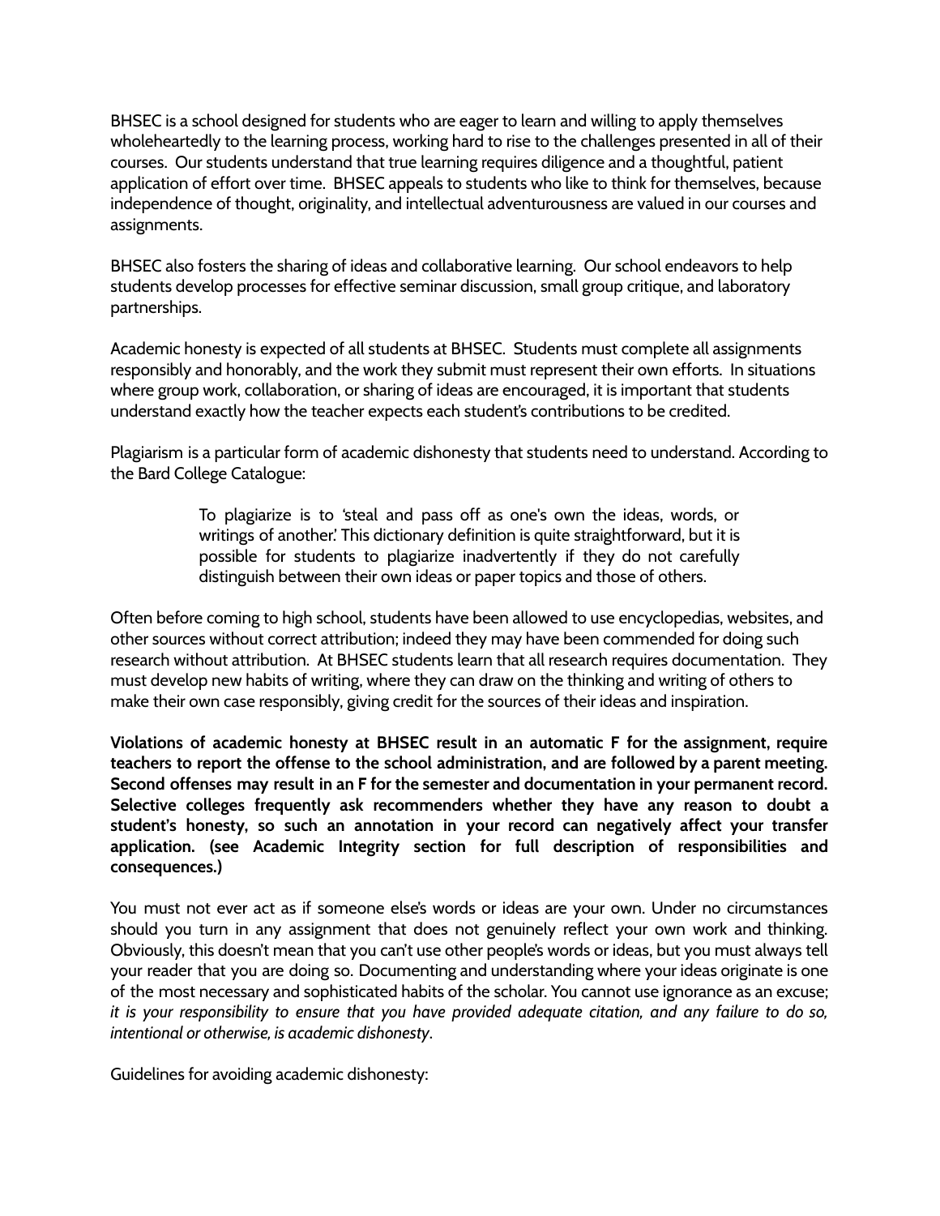BHSEC is a school designed for students who are eager to learn and willing to apply themselves wholeheartedly to the learning process, working hard to rise to the challenges presented in all of their courses. Our students understand that true learning requires diligence and a thoughtful, patient application of effort over time. BHSEC appeals to students who like to think for themselves, because independence of thought, originality, and intellectual adventurousness are valued in our courses and assignments.

BHSEC also fosters the sharing of ideas and collaborative learning. Our school endeavors to help students develop processes for effective seminar discussion, small group critique, and laboratory partnerships.

Academic honesty is expected of all students at BHSEC. Students must complete all assignments responsibly and honorably, and the work they submit must represent their own efforts. In situations where group work, collaboration, or sharing of ideas are encouraged, it is important that students understand exactly how the teacher expects each student's contributions to be credited.

Plagiarism is a particular form of academic dishonesty that students need to understand. According to the Bard College Catalogue:

> To plagiarize is to 'steal and pass off as one's own the ideas, words, or writings of another.' This dictionary definition is quite straightforward, but it is possible for students to plagiarize inadvertently if they do not carefully distinguish between their own ideas or paper topics and those of others.

Often before coming to high school, students have been allowed to use encyclopedias, websites, and other sources without correct attribution; indeed they may have been commended for doing such research without attribution. At BHSEC students learn that all research requires documentation. They must develop new habits of writing, where they can draw on the thinking and writing of others to make their own case responsibly, giving credit for the sources of their ideas and inspiration.

**Violations of academic honesty at BHSEC result in an automatic F for the assignment, require teachers to report the offense to the school administration, and are followed by a parent meeting. Second offenses may result in an F for the semester and documentation in your permanent record. Selective colleges frequently ask recommenders whether they have any reason to doubt a student's honesty, so such an annotation in your record can negatively affect your transfer application. (see Academic Integrity section for full description of responsibilities and consequences.)**

You must not ever act as if someone else's words or ideas are your own. Under no circumstances should you turn in any assignment that does not genuinely reflect your own work and thinking. Obviously, this doesn't mean that you can't use other people's words or ideas, but you must always tell your reader that you are doing so. Documenting and understanding where your ideas originate is one of the most necessary and sophisticated habits of the scholar. You cannot use ignorance as an excuse; *it is your responsibility to ensure that you have provided adequate citation, and any failure to do so, intentional or otherwise, is academic dishonesty*.

Guidelines for avoiding academic dishonesty: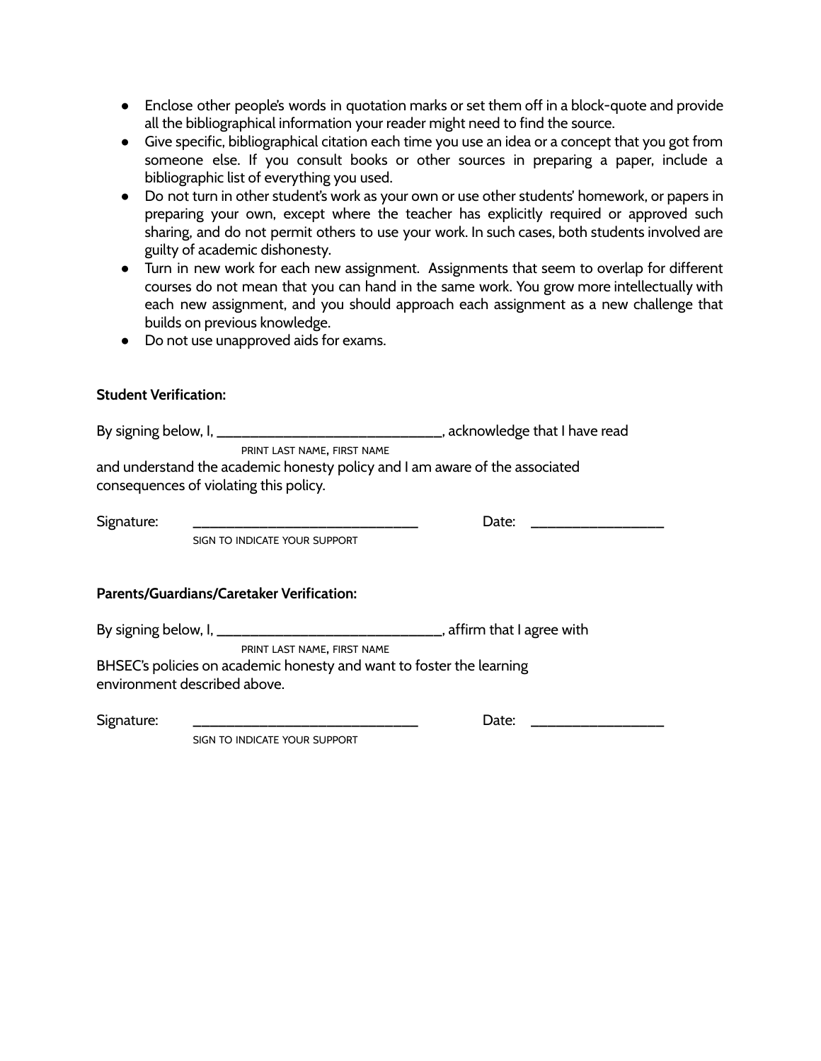- Enclose other people's words in quotation marks or set them off in a block-quote and provide all the bibliographical information your reader might need to find the source.
- Give specific, bibliographical citation each time you use an idea or a concept that you got from someone else. If you consult books or other sources in preparing a paper, include a bibliographic list of everything you used.
- Do not turn in other student's work as your own or use other students' homework, or papers in preparing your own, except where the teacher has explicitly required or approved such sharing, and do not permit others to use your work. In such cases, both students involved are guilty of academic dishonesty.
- Turn in new work for each new assignment. Assignments that seem to overlap for different courses do not mean that you can hand in the same work. You grow more intellectually with each new assignment, and you should approach each assignment as a new challenge that builds on previous knowledge.
- Do not use unapproved aids for exams.

**Student Verification:**

By signing below, I, ______________________________, acknowledge that I have read
PRINT LAST NAME, FIRST NAME
and understand the academic honesty policy and I am aware of the associated consequences of violating this policy.

Signature: ______________________________ Date: __________________
SIGN TO INDICATE YOUR SUPPORT

**Parents/Guardians/Caretaker Verification:**

By signing below, I, ______________________________, affirm that I agree with
PRINT LAST NAME, FIRST NAME
BHSEC's policies on academic honesty and want to foster the learning environment described above.

Signature: ______________________________ Date: __________________
SIGN TO INDICATE YOUR SUPPORT